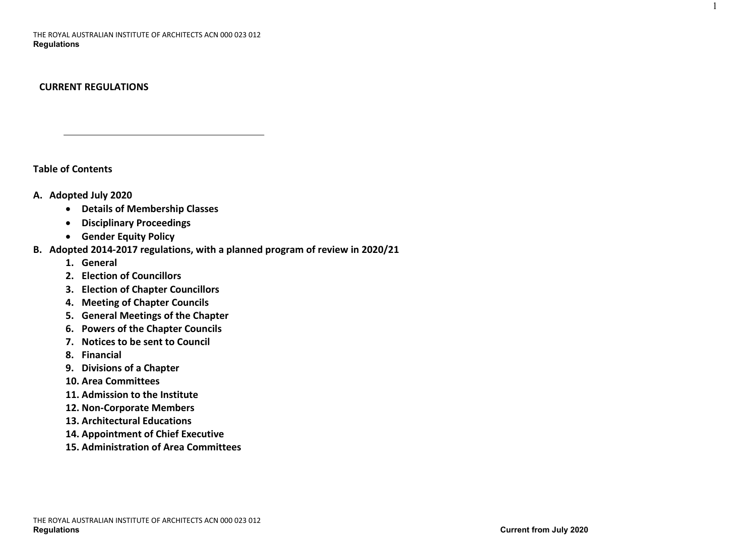# CURRENT REGULATIONS

## Table of Contents

**A. Adopted July 2020**

- **Details of Membership Classes**
- **Disciplinary Proceedings**
- **Gender Equity Policy**

**B. Adopted 2014-2017 regulations, with a planned program of review in 2020/21**

1. **General**
2. **Election of Councillors**
3. **Election of Chapter Councillors**
4. **Meeting of Chapter Councils**
5. **General Meetings of the Chapter**
6. **Powers of the Chapter Councils**
7. **Notices to be sent to Council**
8. **Financial**
9. **Divisions of a Chapter**
10. **Area Committees**
11. **Admission to the Institute**
12. **Non-Corporate Members**
13. **Architectural Educations**
14. **Appointment of Chief Executive**
15. **Administration of Area Committees**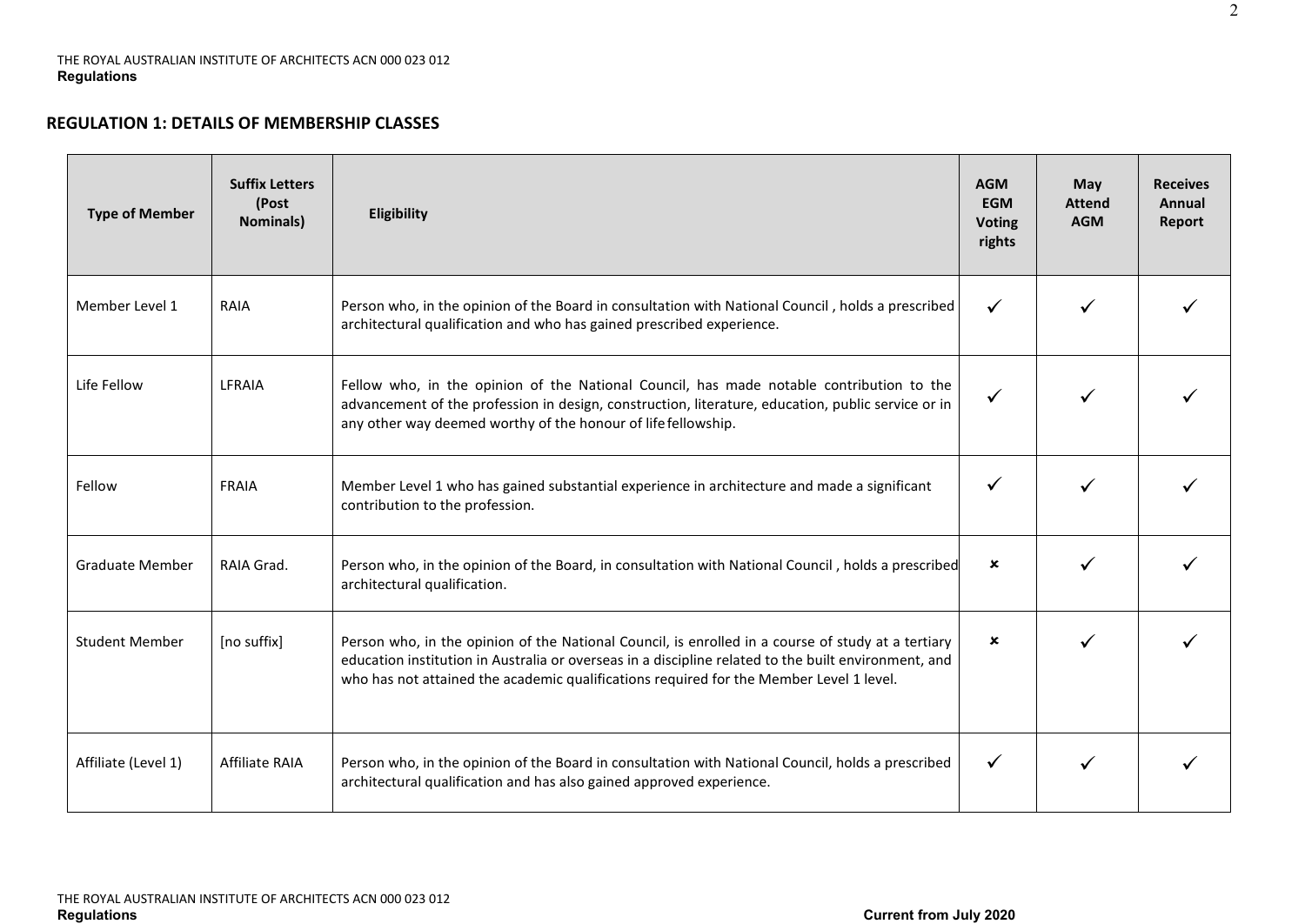## REGULATION 1: DETAILS OF MEMBERSHIP CLASSES

| Type of Member | Suffix Letters (Post Nominals) | Eligibility | AGM EGM Voting rights | May Attend AGM | Receives Annual Report |
|---|---|---|---|---|---|
| Member Level 1 | RAIA | Person who, in the opinion of the Board in consultation with National Council , holds a prescribed architectural qualification and who has gained prescribed experience. | ✓ | ✓ | ✓ |
| Life Fellow | LFRAIA | Fellow who, in the opinion of the National Council, has made notable contribution to the advancement of the profession in design, construction, literature, education, public service or in any other way deemed worthy of the honour of life fellowship. | ✓ | ✓ | ✓ |
| Fellow | FRAIA | Member Level 1 who has gained substantial experience in architecture and made a significant contribution to the profession. | ✓ | ✓ | ✓ |
| Graduate Member | RAIA Grad. | Person who, in the opinion of the Board, in consultation with National Council , holds a prescribed architectural qualification. | × | ✓ | ✓ |
| Student Member | [no suffix] | Person who, in the opinion of the National Council, is enrolled in a course of study at a tertiary education institution in Australia or overseas in a discipline related to the built environment, and who has not attained the academic qualifications required for the Member Level 1 level. | × | ✓ | ✓ |
| Affiliate (Level 1) | Affiliate RAIA | Person who, in the opinion of the Board in consultation with National Council, holds a prescribed architectural qualification and has also gained approved experience. | ✓ | ✓ | ✓ |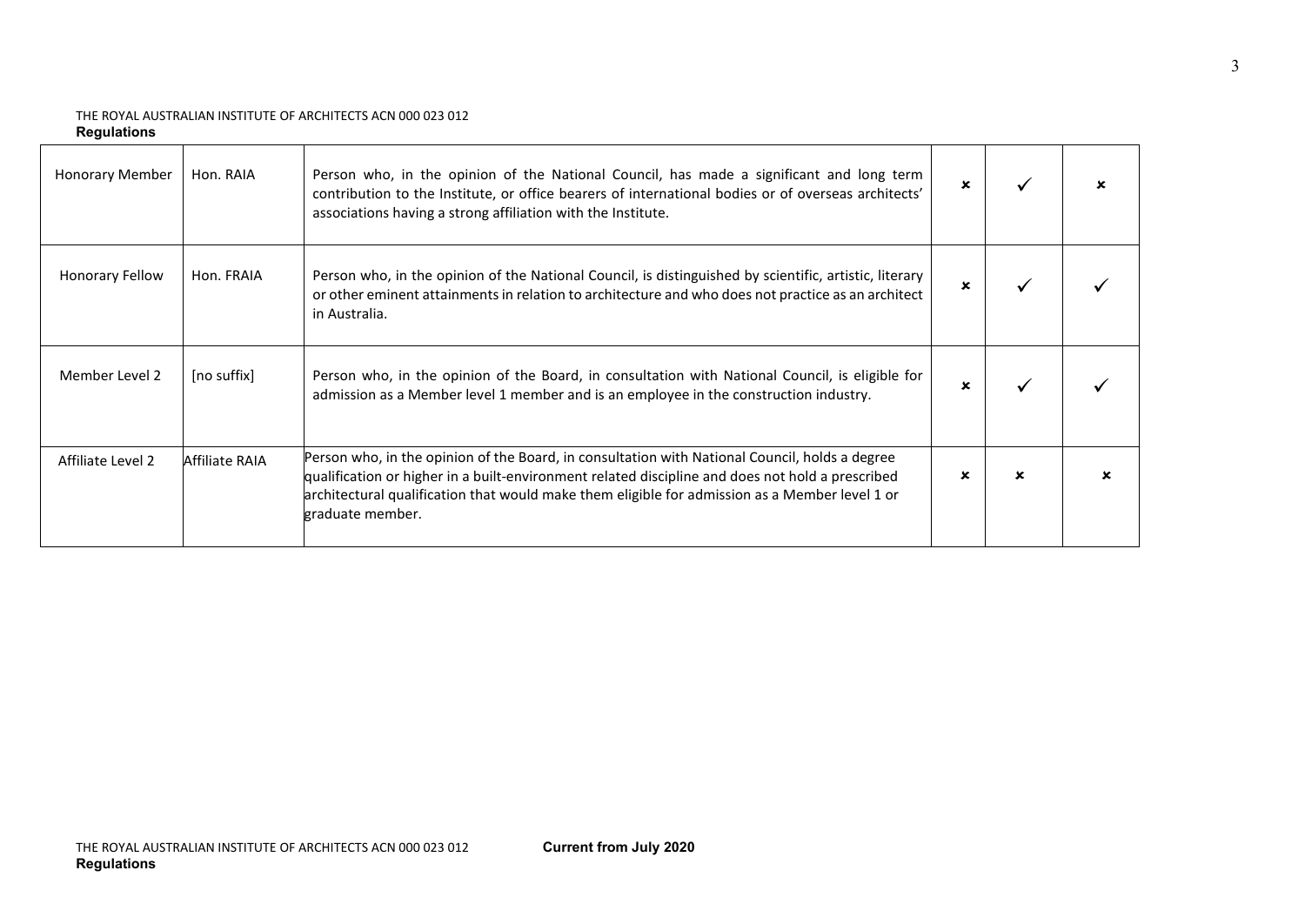| Honorary Member | Hon. RAIA | Person who, in the opinion of the National Council, has made a significant and long term contribution to the Institute, or office bearers of international bodies or of overseas architects' associations having a strong affiliation with the Institute. | ✗ | ✓ | ✗ |
|---|---|---|---|---|---|
| Honorary Fellow | Hon. FRAIA | Person who, in the opinion of the National Council, is distinguished by scientific, artistic, literary or other eminent attainments in relation to architecture and who does not practice as an architect in Australia. | ✗ | ✓ | ✓ |
| Member Level 2 | [no suffix] | Person who, in the opinion of the Board, in consultation with National Council, is eligible for admission as a Member level 1 member and is an employee in the construction industry. | ✗ | ✓ | ✓ |
| Affiliate Level 2 | Affiliate RAIA | Person who, in the opinion of the Board, in consultation with National Council, holds a degree qualification or higher in a built-environment related discipline and does not hold a prescribed architectural qualification that would make them eligible for admission as a Member level 1 or graduate member. | ✗ | ✗ | ✗ |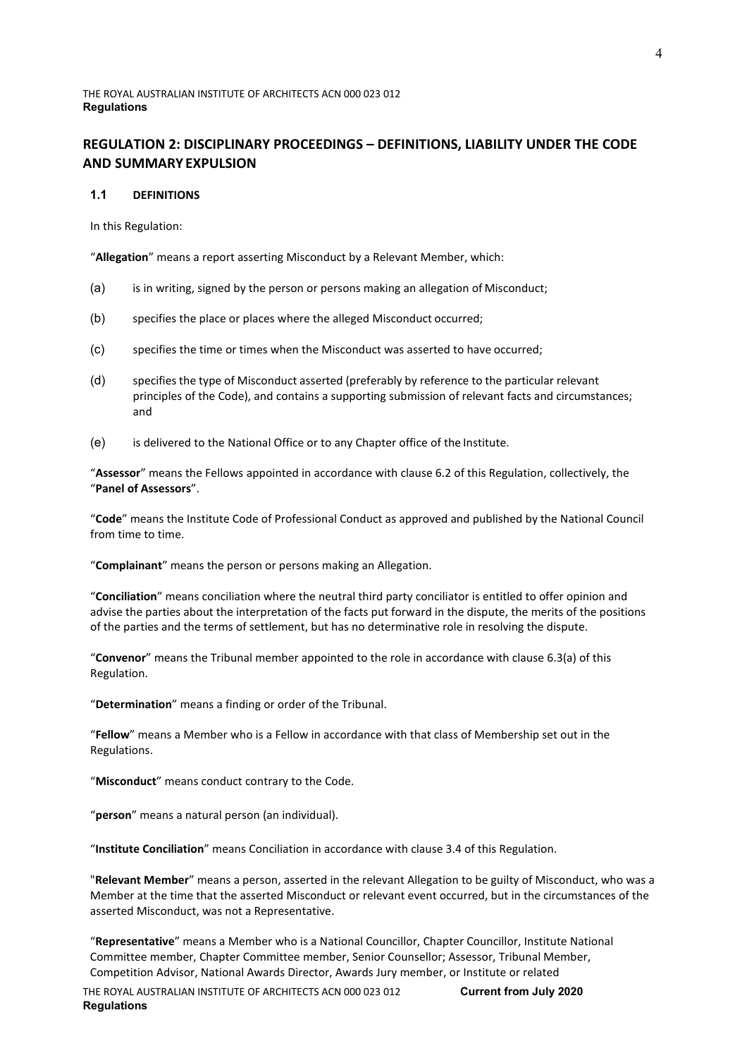## REGULATION 2: DISCIPLINARY PROCEEDINGS – DEFINITIONS, LIABILITY UNDER THE CODE AND SUMMARY EXPULSION

### 1.1 DEFINITIONS

In this Regulation:

"**Allegation**" means a report asserting Misconduct by a Relevant Member, which:

(a) is in writing, signed by the person or persons making an allegation of Misconduct;

(b) specifies the place or places where the alleged Misconduct occurred;

(c) specifies the time or times when the Misconduct was asserted to have occurred;

(d) specifies the type of Misconduct asserted (preferably by reference to the particular relevant principles of the Code), and contains a supporting submission of relevant facts and circumstances; and

(e) is delivered to the National Office or to any Chapter office of the Institute.

"**Assessor**" means the Fellows appointed in accordance with clause 6.2 of this Regulation, collectively, the "**Panel of Assessors**".

"**Code**" means the Institute Code of Professional Conduct as approved and published by the National Council from time to time.

"**Complainant**" means the person or persons making an Allegation.

"**Conciliation**" means conciliation where the neutral third party conciliator is entitled to offer opinion and advise the parties about the interpretation of the facts put forward in the dispute, the merits of the positions of the parties and the terms of settlement, but has no determinative role in resolving the dispute.

"**Convenor**" means the Tribunal member appointed to the role in accordance with clause 6.3(a) of this Regulation.

"**Determination**" means a finding or order of the Tribunal.

"**Fellow**" means a Member who is a Fellow in accordance with that class of Membership set out in the Regulations.

"**Misconduct**" means conduct contrary to the Code.

"**person**" means a natural person (an individual).

"**Institute Conciliation**" means Conciliation in accordance with clause 3.4 of this Regulation.

"**Relevant Member**" means a person, asserted in the relevant Allegation to be guilty of Misconduct, who was a Member at the time that the asserted Misconduct or relevant event occurred, but in the circumstances of the asserted Misconduct, was not a Representative.

"**Representative**" means a Member who is a National Councillor, Chapter Councillor, Institute National Committee member, Chapter Committee member, Senior Counsellor; Assessor, Tribunal Member, Competition Advisor, National Awards Director, Awards Jury member, or Institute or related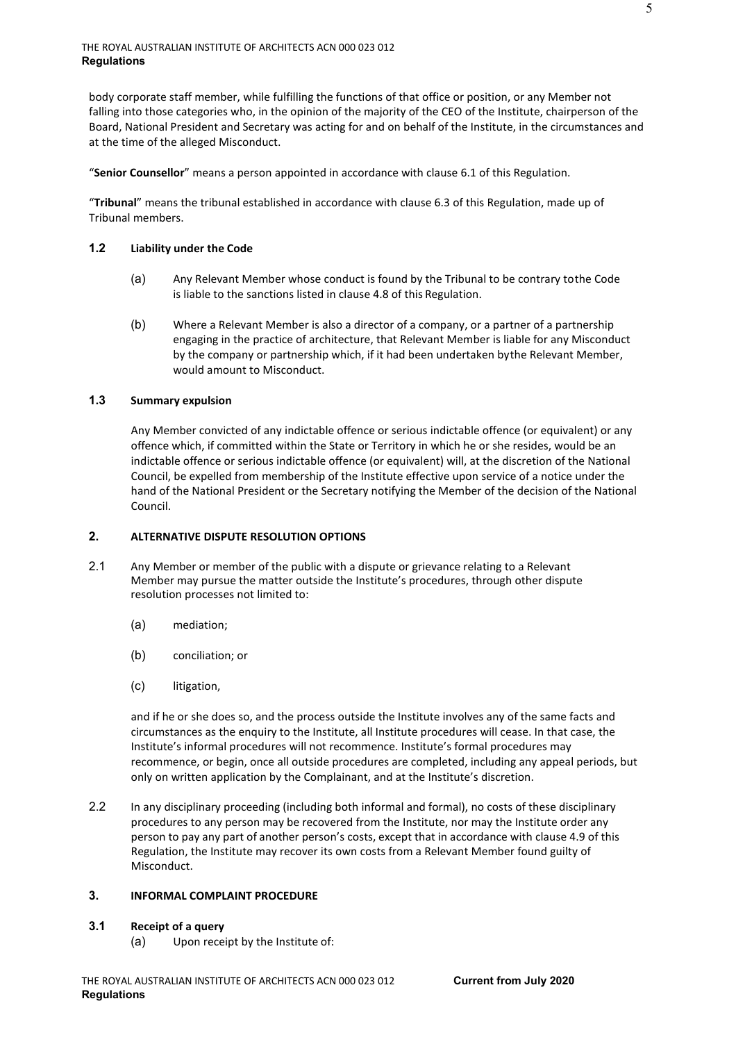body corporate staff member, while fulfilling the functions of that office or position, or any Member not falling into those categories who, in the opinion of the majority of the CEO of the Institute, chairperson of the Board, National President and Secretary was acting for and on behalf of the Institute, in the circumstances and at the time of the alleged Misconduct.

"**Senior Counsellor**" means a person appointed in accordance with clause 6.1 of this Regulation.

"**Tribunal**" means the tribunal established in accordance with clause 6.3 of this Regulation, made up of Tribunal members.

### 1.2 Liability under the Code

(a) Any Relevant Member whose conduct is found by the Tribunal to be contrary tothe Code is liable to the sanctions listed in clause 4.8 of this Regulation.

(b) Where a Relevant Member is also a director of a company, or a partner of a partnership engaging in the practice of architecture, that Relevant Member is liable for any Misconduct by the company or partnership which, if it had been undertaken bythe Relevant Member, would amount to Misconduct.

### 1.3 Summary expulsion

Any Member convicted of any indictable offence or serious indictable offence (or equivalent) or any offence which, if committed within the State or Territory in which he or she resides, would be an indictable offence or serious indictable offence (or equivalent) will, at the discretion of the National Council, be expelled from membership of the Institute effective upon service of a notice under the hand of the National President or the Secretary notifying the Member of the decision of the National Council.

## 2. ALTERNATIVE DISPUTE RESOLUTION OPTIONS

2.1 Any Member or member of the public with a dispute or grievance relating to a Relevant Member may pursue the matter outside the Institute's procedures, through other dispute resolution processes not limited to:

(a) mediation;

(b) conciliation; or

(c) litigation,

and if he or she does so, and the process outside the Institute involves any of the same facts and circumstances as the enquiry to the Institute, all Institute procedures will cease. In that case, the Institute's informal procedures will not recommence. Institute's formal procedures may recommence, or begin, once all outside procedures are completed, including any appeal periods, but only on written application by the Complainant, and at the Institute's discretion.

2.2 In any disciplinary proceeding (including both informal and formal), no costs of these disciplinary procedures to any person may be recovered from the Institute, nor may the Institute order any person to pay any part of another person's costs, except that in accordance with clause 4.9 of this Regulation, the Institute may recover its own costs from a Relevant Member found guilty of Misconduct.

## 3. INFORMAL COMPLAINT PROCEDURE

### 3.1 Receipt of a query

(a) Upon receipt by the Institute of: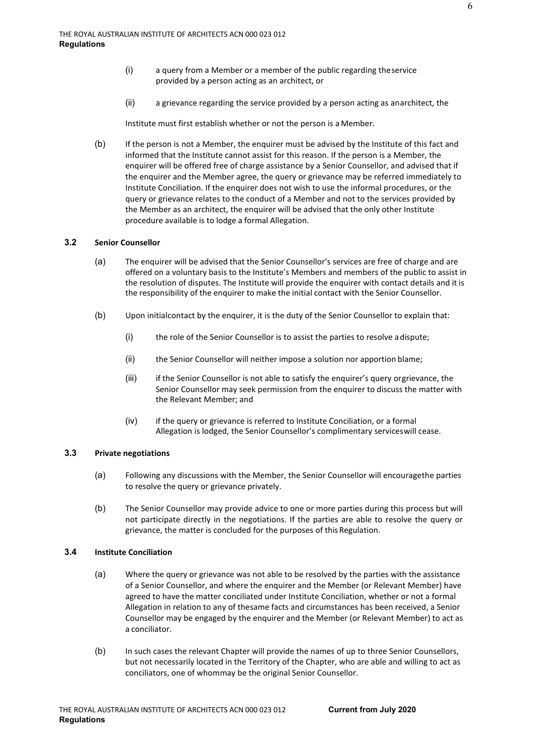(i) a query from a Member or a member of the public regarding the service provided by a person acting as an architect, or

(ii) a grievance regarding the service provided by a person acting as an architect, the

Institute must first establish whether or not the person is a Member.

(b) If the person is not a Member, the enquirer must be advised by the Institute of this fact and informed that the Institute cannot assist for this reason. If the person is a Member, the enquirer will be offered free of charge assistance by a Senior Counsellor, and advised that if the enquirer and the Member agree, the query or grievance may be referred immediately to Institute Conciliation. If the enquirer does not wish to use the informal procedures, or the query or grievance relates to the conduct of a Member and not to the services provided by the Member as an architect, the enquirer will be advised that the only other Institute procedure available is to lodge a formal Allegation.

### 3.2 Senior Counsellor

(a) The enquirer will be advised that the Senior Counsellor's services are free of charge and are offered on a voluntary basis to the Institute's Members and members of the public to assist in the resolution of disputes. The Institute will provide the enquirer with contact details and it is the responsibility of the enquirer to make the initial contact with the Senior Counsellor.

(b) Upon initial contact by the enquirer, it is the duty of the Senior Counsellor to explain that:

(i) the role of the Senior Counsellor is to assist the parties to resolve a dispute;

(ii) the Senior Counsellor will neither impose a solution nor apportion blame;

(iii) if the Senior Counsellor is not able to satisfy the enquirer's query or grievance, the Senior Counsellor may seek permission from the enquirer to discuss the matter with the Relevant Member; and

(iv) if the query or grievance is referred to Institute Conciliation, or a formal Allegation is lodged, the Senior Counsellor's complimentary services will cease.

### 3.3 Private negotiations

(a) Following any discussions with the Member, the Senior Counsellor will encourage the parties to resolve the query or grievance privately.

(b) The Senior Counsellor may provide advice to one or more parties during this process but will not participate directly in the negotiations. If the parties are able to resolve the query or grievance, the matter is concluded for the purposes of this Regulation.

### 3.4 Institute Conciliation

(a) Where the query or grievance was not able to be resolved by the parties with the assistance of a Senior Counsellor, and where the enquirer and the Member (or Relevant Member) have agreed to have the matter conciliated under Institute Conciliation, whether or not a formal Allegation in relation to any of the same facts and circumstances has been received, a Senior Counsellor may be engaged by the enquirer and the Member (or Relevant Member) to act as a conciliator.

(b) In such cases the relevant Chapter will provide the names of up to three Senior Counsellors, but not necessarily located in the Territory of the Chapter, who are able and willing to act as conciliators, one of whom may be the original Senior Counsellor.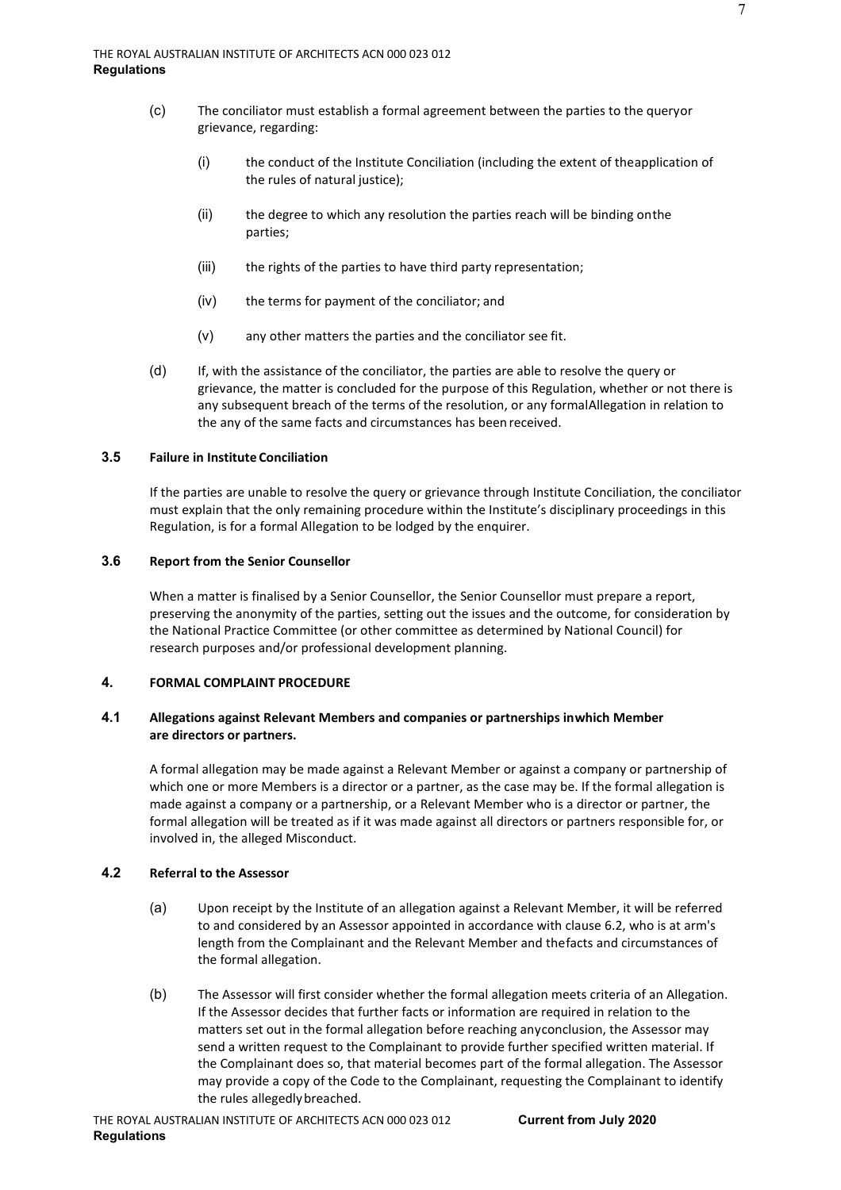(c) The conciliator must establish a formal agreement between the parties to the queryor grievance, regarding:

(i) the conduct of the Institute Conciliation (including the extent of theapplication of the rules of natural justice);

(ii) the degree to which any resolution the parties reach will be binding onthe parties;

(iii) the rights of the parties to have third party representation;

(iv) the terms for payment of the conciliator; and

(v) any other matters the parties and the conciliator see fit.

(d) If, with the assistance of the conciliator, the parties are able to resolve the query or grievance, the matter is concluded for the purpose of this Regulation, whether or not there is any subsequent breach of the terms of the resolution, or any formalAllegation in relation to the any of the same facts and circumstances has been received.

### 3.5 Failure in Institute Conciliation

If the parties are unable to resolve the query or grievance through Institute Conciliation, the conciliator must explain that the only remaining procedure within the Institute's disciplinary proceedings in this Regulation, is for a formal Allegation to be lodged by the enquirer.

### 3.6 Report from the Senior Counsellor

When a matter is finalised by a Senior Counsellor, the Senior Counsellor must prepare a report, preserving the anonymity of the parties, setting out the issues and the outcome, for consideration by the National Practice Committee (or other committee as determined by National Council) for research purposes and/or professional development planning.

## 4. FORMAL COMPLAINT PROCEDURE

### 4.1 Allegations against Relevant Members and companies or partnerships inwhich Member are directors or partners.

A formal allegation may be made against a Relevant Member or against a company or partnership of which one or more Members is a director or a partner, as the case may be. If the formal allegation is made against a company or a partnership, or a Relevant Member who is a director or partner, the formal allegation will be treated as if it was made against all directors or partners responsible for, or involved in, the alleged Misconduct.

### 4.2 Referral to the Assessor

(a) Upon receipt by the Institute of an allegation against a Relevant Member, it will be referred to and considered by an Assessor appointed in accordance with clause 6.2, who is at arm's length from the Complainant and the Relevant Member and thefacts and circumstances of the formal allegation.

(b) The Assessor will first consider whether the formal allegation meets criteria of an Allegation. If the Assessor decides that further facts or information are required in relation to the matters set out in the formal allegation before reaching anyconclusion, the Assessor may send a written request to the Complainant to provide further specified written material. If the Complainant does so, that material becomes part of the formal allegation. The Assessor may provide a copy of the Code to the Complainant, requesting the Complainant to identify the rules allegedlybreached.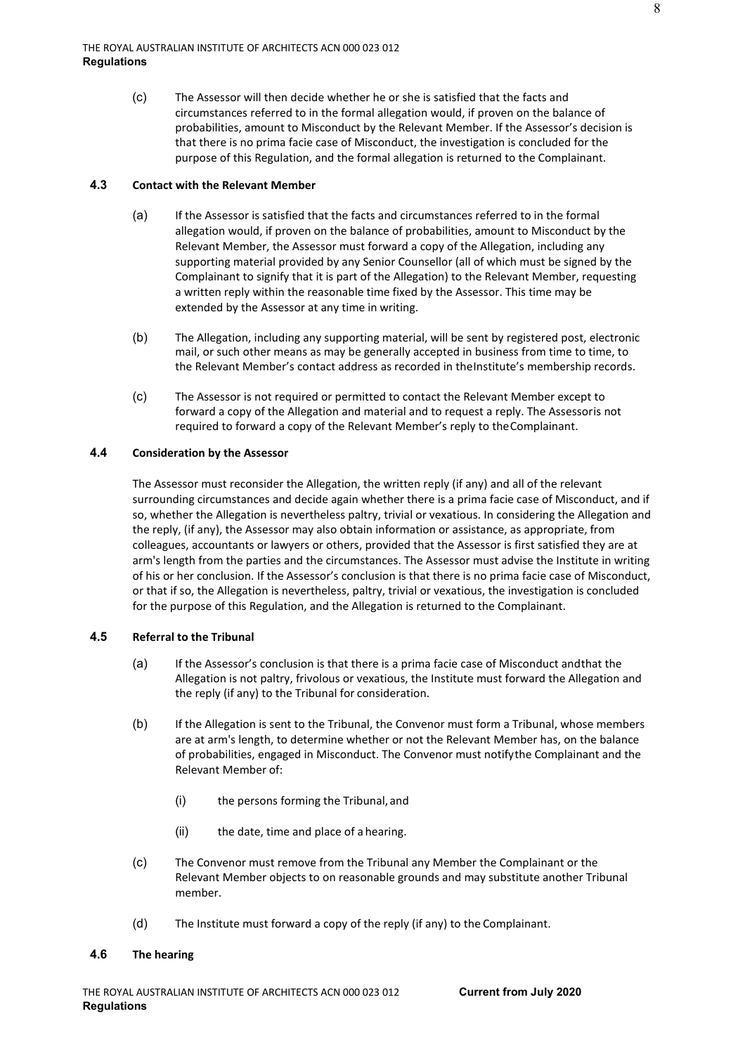(c) The Assessor will then decide whether he or she is satisfied that the facts and circumstances referred to in the formal allegation would, if proven on the balance of probabilities, amount to Misconduct by the Relevant Member. If the Assessor's decision is that there is no prima facie case of Misconduct, the investigation is concluded for the purpose of this Regulation, and the formal allegation is returned to the Complainant.

### 4.3 Contact with the Relevant Member

(a) If the Assessor is satisfied that the facts and circumstances referred to in the formal allegation would, if proven on the balance of probabilities, amount to Misconduct by the Relevant Member, the Assessor must forward a copy of the Allegation, including any supporting material provided by any Senior Counsellor (all of which must be signed by the Complainant to signify that it is part of the Allegation) to the Relevant Member, requesting a written reply within the reasonable time fixed by the Assessor. This time may be extended by the Assessor at any time in writing.

(b) The Allegation, including any supporting material, will be sent by registered post, electronic mail, or such other means as may be generally accepted in business from time to time, to the Relevant Member's contact address as recorded in theInstitute's membership records.

(c) The Assessor is not required or permitted to contact the Relevant Member except to forward a copy of the Allegation and material and to request a reply. The Assessoris not required to forward a copy of the Relevant Member's reply to theComplainant.

### 4.4 Consideration by the Assessor

The Assessor must reconsider the Allegation, the written reply (if any) and all of the relevant surrounding circumstances and decide again whether there is a prima facie case of Misconduct, and if so, whether the Allegation is nevertheless paltry, trivial or vexatious. In considering the Allegation and the reply, (if any), the Assessor may also obtain information or assistance, as appropriate, from colleagues, accountants or lawyers or others, provided that the Assessor is first satisfied they are at arm's length from the parties and the circumstances. The Assessor must advise the Institute in writing of his or her conclusion. If the Assessor's conclusion is that there is no prima facie case of Misconduct, or that if so, the Allegation is nevertheless, paltry, trivial or vexatious, the investigation is concluded for the purpose of this Regulation, and the Allegation is returned to the Complainant.

### 4.5 Referral to the Tribunal

(a) If the Assessor's conclusion is that there is a prima facie case of Misconduct andthat the Allegation is not paltry, frivolous or vexatious, the Institute must forward the Allegation and the reply (if any) to the Tribunal for consideration.

(b) If the Allegation is sent to the Tribunal, the Convenor must form a Tribunal, whose members are at arm's length, to determine whether or not the Relevant Member has, on the balance of probabilities, engaged in Misconduct. The Convenor must notifythe Complainant and the Relevant Member of:

(i) the persons forming the Tribunal, and

(ii) the date, time and place of a hearing.

(c) The Convenor must remove from the Tribunal any Member the Complainant or the Relevant Member objects to on reasonable grounds and may substitute another Tribunal member.

(d) The Institute must forward a copy of the reply (if any) to the Complainant.

### 4.6 The hearing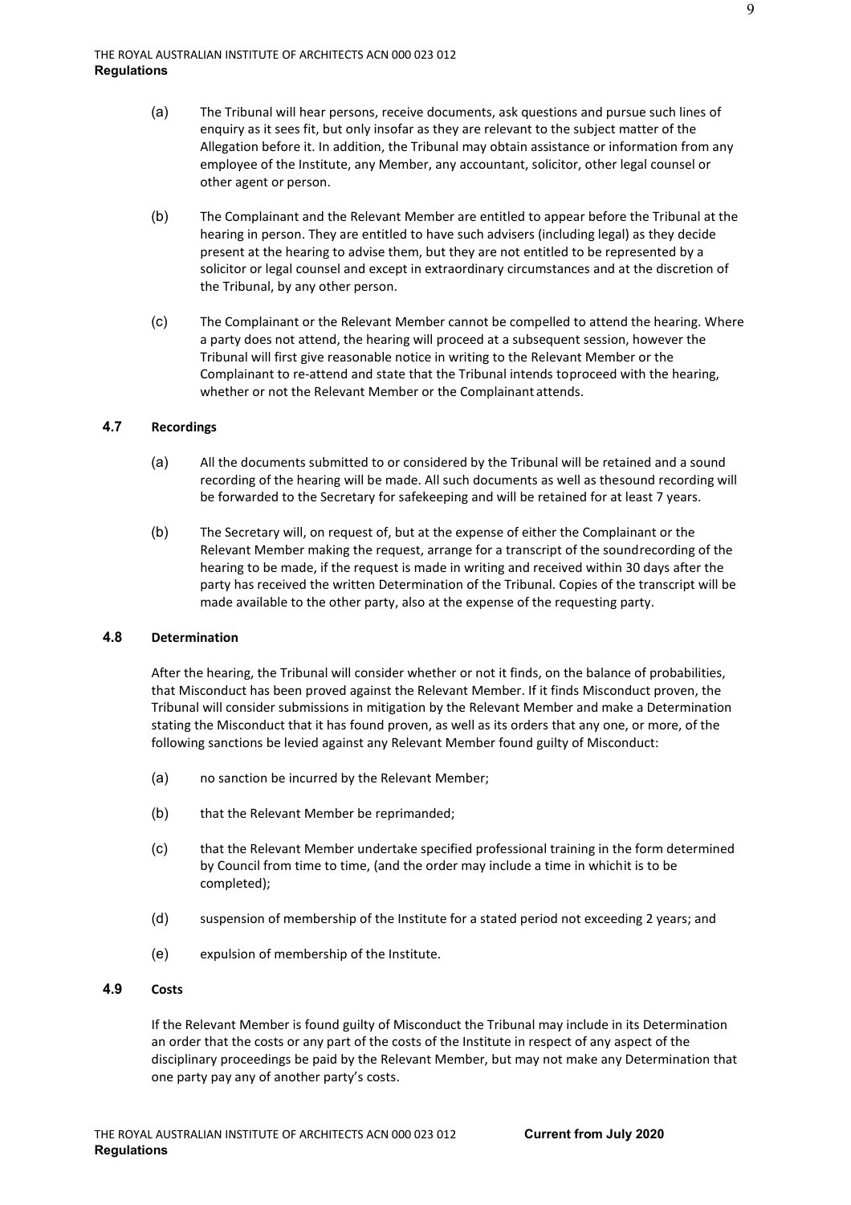(a) The Tribunal will hear persons, receive documents, ask questions and pursue such lines of enquiry as it sees fit, but only insofar as they are relevant to the subject matter of the Allegation before it. In addition, the Tribunal may obtain assistance or information from any employee of the Institute, any Member, any accountant, solicitor, other legal counsel or other agent or person.

(b) The Complainant and the Relevant Member are entitled to appear before the Tribunal at the hearing in person. They are entitled to have such advisers (including legal) as they decide present at the hearing to advise them, but they are not entitled to be represented by a solicitor or legal counsel and except in extraordinary circumstances and at the discretion of the Tribunal, by any other person.

(c) The Complainant or the Relevant Member cannot be compelled to attend the hearing. Where a party does not attend, the hearing will proceed at a subsequent session, however the Tribunal will first give reasonable notice in writing to the Relevant Member or the Complainant to re-attend and state that the Tribunal intends toproceed with the hearing, whether or not the Relevant Member or the Complainant attends.

### 4.7 Recordings

(a) All the documents submitted to or considered by the Tribunal will be retained and a sound recording of the hearing will be made. All such documents as well as thesound recording will be forwarded to the Secretary for safekeeping and will be retained for at least 7 years.

(b) The Secretary will, on request of, but at the expense of either the Complainant or the Relevant Member making the request, arrange for a transcript of the soundrecording of the hearing to be made, if the request is made in writing and received within 30 days after the party has received the written Determination of the Tribunal. Copies of the transcript will be made available to the other party, also at the expense of the requesting party.

### 4.8 Determination

After the hearing, the Tribunal will consider whether or not it finds, on the balance of probabilities, that Misconduct has been proved against the Relevant Member. If it finds Misconduct proven, the Tribunal will consider submissions in mitigation by the Relevant Member and make a Determination stating the Misconduct that it has found proven, as well as its orders that any one, or more, of the following sanctions be levied against any Relevant Member found guilty of Misconduct:

(a) no sanction be incurred by the Relevant Member;

(b) that the Relevant Member be reprimanded;

(c) that the Relevant Member undertake specified professional training in the form determined by Council from time to time, (and the order may include a time in whichit is to be completed);

(d) suspension of membership of the Institute for a stated period not exceeding 2 years; and

(e) expulsion of membership of the Institute.

### 4.9 Costs

If the Relevant Member is found guilty of Misconduct the Tribunal may include in its Determination an order that the costs or any part of the costs of the Institute in respect of any aspect of the disciplinary proceedings be paid by the Relevant Member, but may not make any Determination that one party pay any of another party's costs.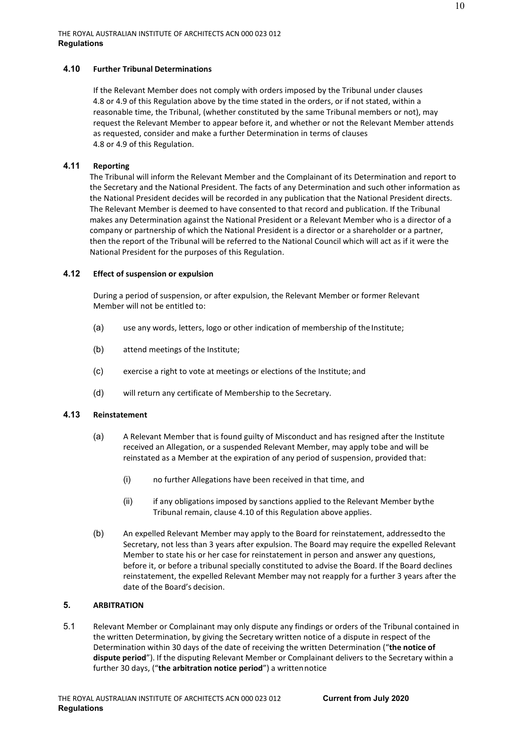### 4.10 Further Tribunal Determinations

If the Relevant Member does not comply with orders imposed by the Tribunal under clauses 4.8 or 4.9 of this Regulation above by the time stated in the orders, or if not stated, within a reasonable time, the Tribunal, (whether constituted by the same Tribunal members or not), may request the Relevant Member to appear before it, and whether or not the Relevant Member attends as requested, consider and make a further Determination in terms of clauses 4.8 or 4.9 of this Regulation.

### 4.11 Reporting

The Tribunal will inform the Relevant Member and the Complainant of its Determination and report to the Secretary and the National President. The facts of any Determination and such other information as the National President decides will be recorded in any publication that the National President directs. The Relevant Member is deemed to have consented to that record and publication. If the Tribunal makes any Determination against the National President or a Relevant Member who is a director of a company or partnership of which the National President is a director or a shareholder or a partner, then the report of the Tribunal will be referred to the National Council which will act as if it were the National President for the purposes of this Regulation.

### 4.12 Effect of suspension or expulsion

During a period of suspension, or after expulsion, the Relevant Member or former Relevant Member will not be entitled to:

(a) use any words, letters, logo or other indication of membership of the Institute;

(b) attend meetings of the Institute;

(c) exercise a right to vote at meetings or elections of the Institute; and

(d) will return any certificate of Membership to the Secretary.

### 4.13 Reinstatement

(a) A Relevant Member that is found guilty of Misconduct and has resigned after the Institute received an Allegation, or a suspended Relevant Member, may apply tobe and will be reinstated as a Member at the expiration of any period of suspension, provided that:

  (i) no further Allegations have been received in that time, and

  (ii) if any obligations imposed by sanctions applied to the Relevant Member bythe Tribunal remain, clause 4.10 of this Regulation above applies.

(b) An expelled Relevant Member may apply to the Board for reinstatement, addressedto the Secretary, not less than 3 years after expulsion. The Board may require the expelled Relevant Member to state his or her case for reinstatement in person and answer any questions, before it, or before a tribunal specially constituted to advise the Board. If the Board declines reinstatement, the expelled Relevant Member may not reapply for a further 3 years after the date of the Board's decision.

## 5. ARBITRATION

5.1 Relevant Member or Complainant may only dispute any findings or orders of the Tribunal contained in the written Determination, by giving the Secretary written notice of a dispute in respect of the Determination within 30 days of the date of receiving the written Determination ("**the notice of dispute period**"). If the disputing Relevant Member or Complainant delivers to the Secretary within a further 30 days, ("**the arbitration notice period**") a writtennotice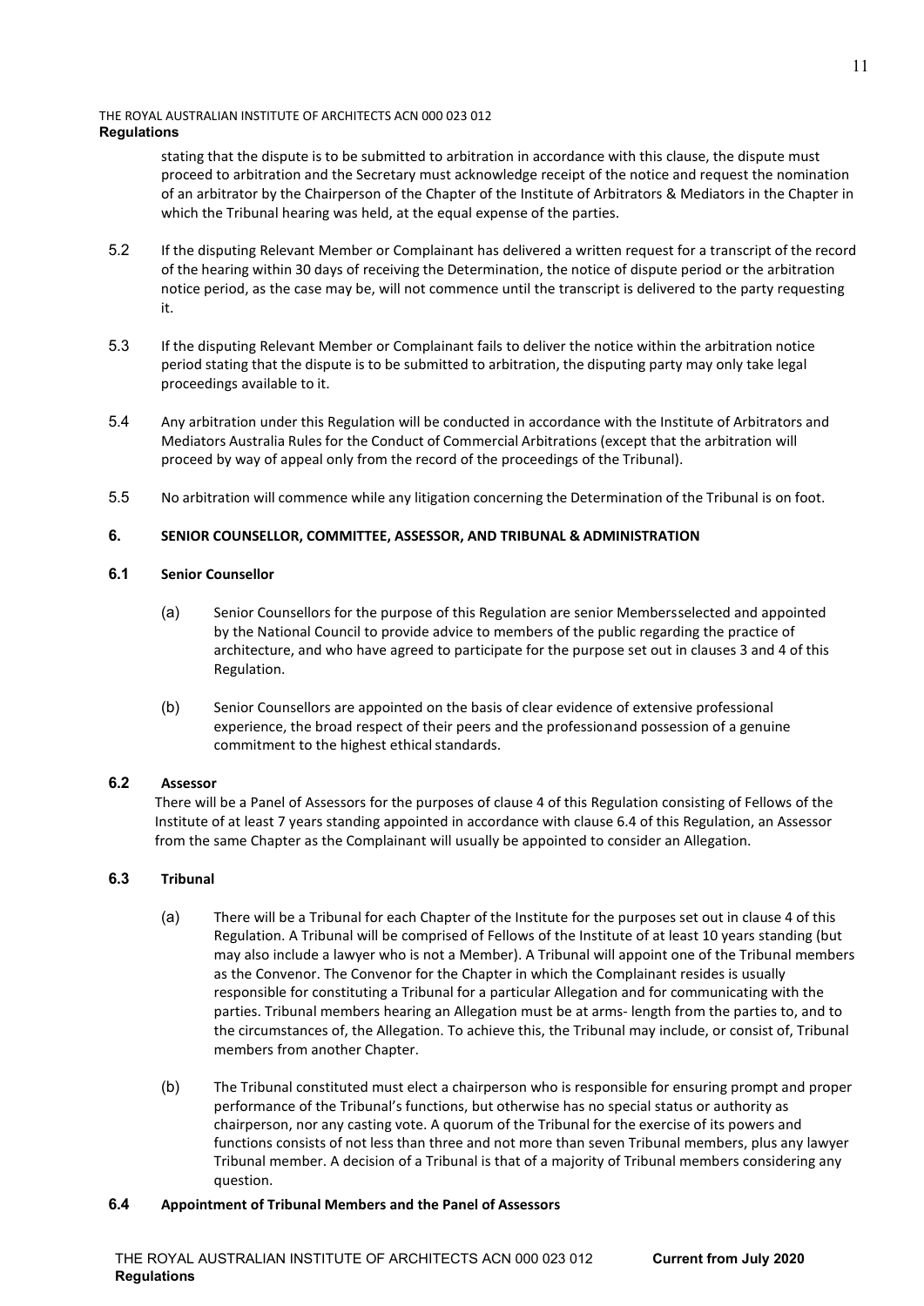stating that the dispute is to be submitted to arbitration in accordance with this clause, the dispute must proceed to arbitration and the Secretary must acknowledge receipt of the notice and request the nomination of an arbitrator by the Chairperson of the Chapter of the Institute of Arbitrators & Mediators in the Chapter in which the Tribunal hearing was held, at the equal expense of the parties.

5.2 If the disputing Relevant Member or Complainant has delivered a written request for a transcript of the record of the hearing within 30 days of receiving the Determination, the notice of dispute period or the arbitration notice period, as the case may be, will not commence until the transcript is delivered to the party requesting it.

5.3 If the disputing Relevant Member or Complainant fails to deliver the notice within the arbitration notice period stating that the dispute is to be submitted to arbitration, the disputing party may only take legal proceedings available to it.

5.4 Any arbitration under this Regulation will be conducted in accordance with the Institute of Arbitrators and Mediators Australia Rules for the Conduct of Commercial Arbitrations (except that the arbitration will proceed by way of appeal only from the record of the proceedings of the Tribunal).

5.5 No arbitration will commence while any litigation concerning the Determination of the Tribunal is on foot.

## 6. SENIOR COUNSELLOR, COMMITTEE, ASSESSOR, AND TRIBUNAL & ADMINISTRATION

### 6.1 Senior Counsellor

(a) Senior Counsellors for the purpose of this Regulation are senior Members selected and appointed by the National Council to provide advice to members of the public regarding the practice of architecture, and who have agreed to participate for the purpose set out in clauses 3 and 4 of this Regulation.

(b) Senior Counsellors are appointed on the basis of clear evidence of extensive professional experience, the broad respect of their peers and the profession and possession of a genuine commitment to the highest ethical standards.

### 6.2 Assessor

There will be a Panel of Assessors for the purposes of clause 4 of this Regulation consisting of Fellows of the Institute of at least 7 years standing appointed in accordance with clause 6.4 of this Regulation, an Assessor from the same Chapter as the Complainant will usually be appointed to consider an Allegation.

### 6.3 Tribunal

(a) There will be a Tribunal for each Chapter of the Institute for the purposes set out in clause 4 of this Regulation. A Tribunal will be comprised of Fellows of the Institute of at least 10 years standing (but may also include a lawyer who is not a Member). A Tribunal will appoint one of the Tribunal members as the Convenor. The Convenor for the Chapter in which the Complainant resides is usually responsible for constituting a Tribunal for a particular Allegation and for communicating with the parties. Tribunal members hearing an Allegation must be at arms- length from the parties to, and to the circumstances of, the Allegation. To achieve this, the Tribunal may include, or consist of, Tribunal members from another Chapter.

(b) The Tribunal constituted must elect a chairperson who is responsible for ensuring prompt and proper performance of the Tribunal's functions, but otherwise has no special status or authority as chairperson, nor any casting vote. A quorum of the Tribunal for the exercise of its powers and functions consists of not less than three and not more than seven Tribunal members, plus any lawyer Tribunal member. A decision of a Tribunal is that of a majority of Tribunal members considering any question.

### 6.4 Appointment of Tribunal Members and the Panel of Assessors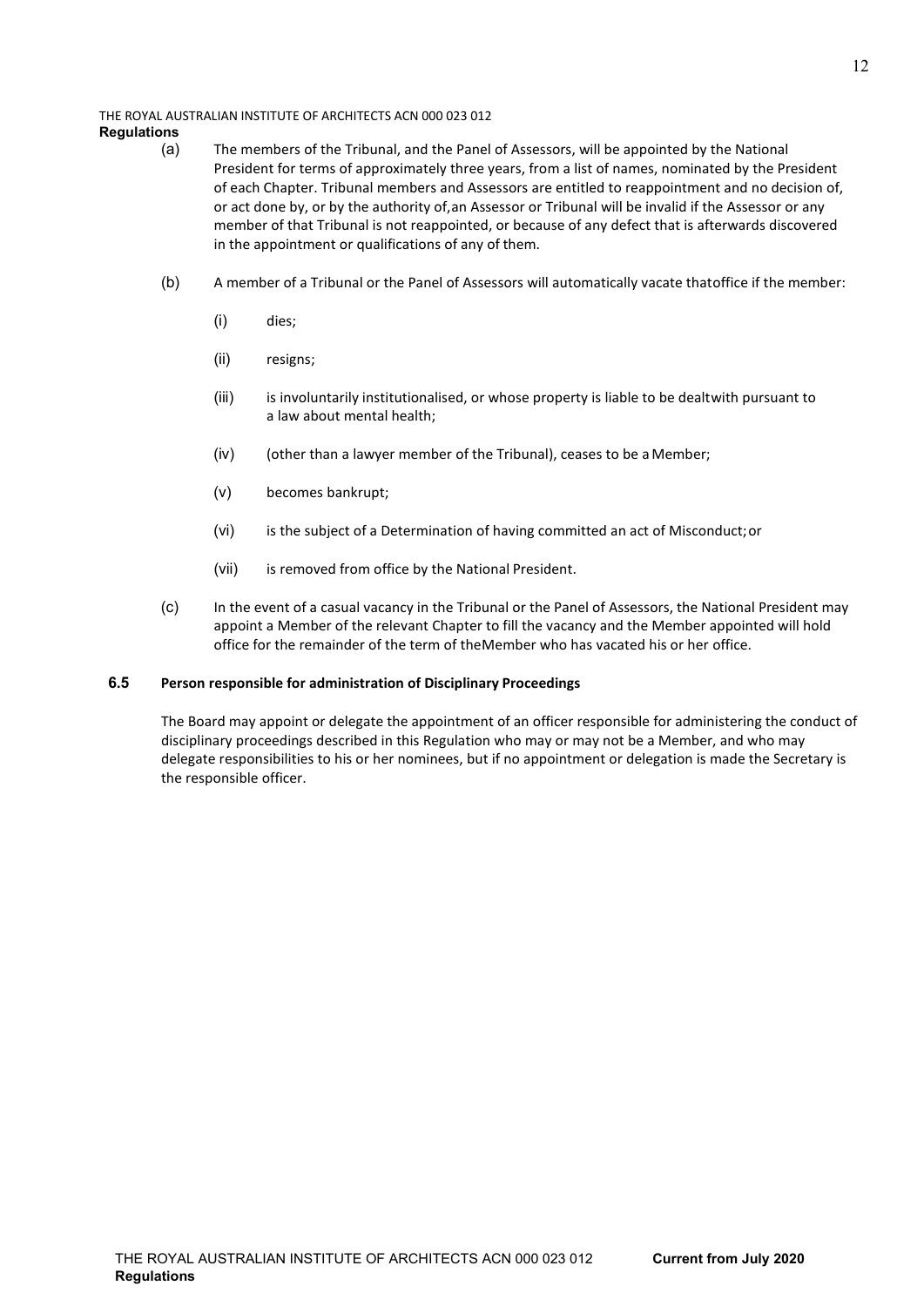(a) The members of the Tribunal, and the Panel of Assessors, will be appointed by the National President for terms of approximately three years, from a list of names, nominated by the President of each Chapter. Tribunal members and Assessors are entitled to reappointment and no decision of, or act done by, or by the authority of,an Assessor or Tribunal will be invalid if the Assessor or any member of that Tribunal is not reappointed, or because of any defect that is afterwards discovered in the appointment or qualifications of any of them.

(b) A member of a Tribunal or the Panel of Assessors will automatically vacate thatoffice if the member:

(i) dies;

(ii) resigns;

(iii) is involuntarily institutionalised, or whose property is liable to be dealtwith pursuant to a law about mental health;

(iv) (other than a lawyer member of the Tribunal), ceases to be a Member;

(v) becomes bankrupt;

(vi) is the subject of a Determination of having committed an act of Misconduct; or

(vii) is removed from office by the National President.

(c) In the event of a casual vacancy in the Tribunal or the Panel of Assessors, the National President may appoint a Member of the relevant Chapter to fill the vacancy and the Member appointed will hold office for the remainder of the term of theMember who has vacated his or her office.

### 6.5 Person responsible for administration of Disciplinary Proceedings

The Board may appoint or delegate the appointment of an officer responsible for administering the conduct of disciplinary proceedings described in this Regulation who may or may not be a Member, and who may delegate responsibilities to his or her nominees, but if no appointment or delegation is made the Secretary is the responsible officer.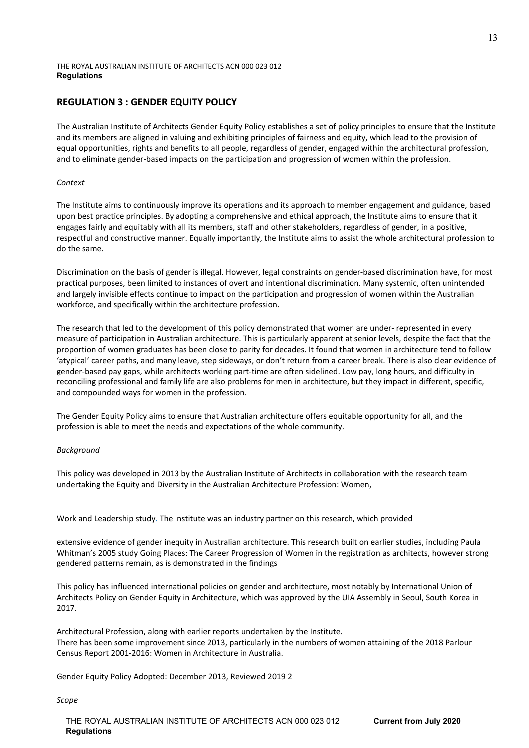## REGULATION 3 : GENDER EQUITY POLICY

The Australian Institute of Architects Gender Equity Policy establishes a set of policy principles to ensure that the Institute and its members are aligned in valuing and exhibiting principles of fairness and equity, which lead to the provision of equal opportunities, rights and benefits to all people, regardless of gender, engaged within the architectural profession, and to eliminate gender-based impacts on the participation and progression of women within the profession.

*Context*

The Institute aims to continuously improve its operations and its approach to member engagement and guidance, based upon best practice principles. By adopting a comprehensive and ethical approach, the Institute aims to ensure that it engages fairly and equitably with all its members, staff and other stakeholders, regardless of gender, in a positive, respectful and constructive manner. Equally importantly, the Institute aims to assist the whole architectural profession to do the same.

Discrimination on the basis of gender is illegal. However, legal constraints on gender-based discrimination have, for most practical purposes, been limited to instances of overt and intentional discrimination. Many systemic, often unintended and largely invisible effects continue to impact on the participation and progression of women within the Australian workforce, and specifically within the architecture profession.

The research that led to the development of this policy demonstrated that women are under- represented in every measure of participation in Australian architecture. This is particularly apparent at senior levels, despite the fact that the proportion of women graduates has been close to parity for decades. It found that women in architecture tend to follow 'atypical' career paths, and many leave, step sideways, or don't return from a career break. There is also clear evidence of gender-based pay gaps, while architects working part-time are often sidelined. Low pay, long hours, and difficulty in reconciling professional and family life are also problems for men in architecture, but they impact in different, specific, and compounded ways for women in the profession.

The Gender Equity Policy aims to ensure that Australian architecture offers equitable opportunity for all, and the profession is able to meet the needs and expectations of the whole community.

*Background*

This policy was developed in 2013 by the Australian Institute of Architects in collaboration with the research team undertaking the Equity and Diversity in the Australian Architecture Profession: Women,

Work and Leadership study. The Institute was an industry partner on this research, which provided

extensive evidence of gender inequity in Australian architecture. This research built on earlier studies, including Paula Whitman's 2005 study Going Places: The Career Progression of Women in the registration as architects, however strong gendered patterns remain, as is demonstrated in the findings

This policy has influenced international policies on gender and architecture, most notably by International Union of Architects Policy on Gender Equity in Architecture, which was approved by the UIA Assembly in Seoul, South Korea in 2017.

Architectural Profession, along with earlier reports undertaken by the Institute.
There has been some improvement since 2013, particularly in the numbers of women attaining of the 2018 Parlour Census Report 2001-2016: Women in Architecture in Australia.

Gender Equity Policy Adopted: December 2013, Reviewed 2019 2

*Scope*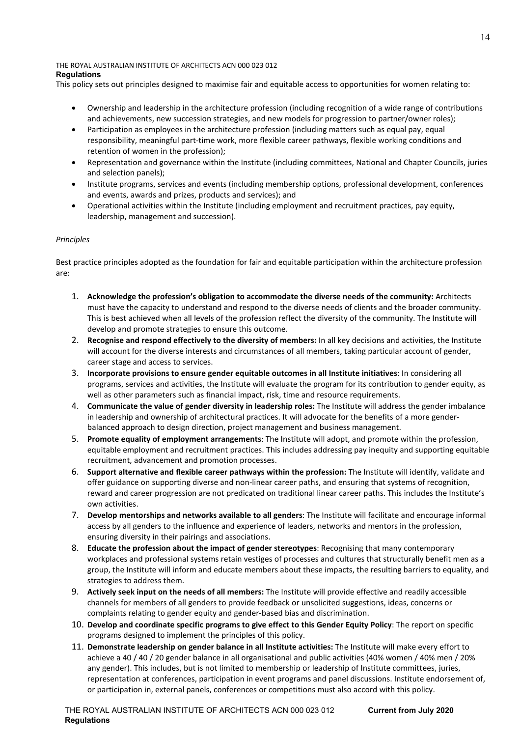This policy sets out principles designed to maximise fair and equitable access to opportunities for women relating to:

- Ownership and leadership in the architecture profession (including recognition of a wide range of contributions and achievements, new succession strategies, and new models for progression to partner/owner roles);
- Participation as employees in the architecture profession (including matters such as equal pay, equal responsibility, meaningful part-time work, more flexible career pathways, flexible working conditions and retention of women in the profession);
- Representation and governance within the Institute (including committees, National and Chapter Councils, juries and selection panels);
- Institute programs, services and events (including membership options, professional development, conferences and events, awards and prizes, products and services); and
- Operational activities within the Institute (including employment and recruitment practices, pay equity, leadership, management and succession).

*Principles*

Best practice principles adopted as the foundation for fair and equitable participation within the architecture profession are:

1. **Acknowledge the profession's obligation to accommodate the diverse needs of the community:** Architects must have the capacity to understand and respond to the diverse needs of clients and the broader community. This is best achieved when all levels of the profession reflect the diversity of the community. The Institute will develop and promote strategies to ensure this outcome.
2. **Recognise and respond effectively to the diversity of members:** In all key decisions and activities, the Institute will account for the diverse interests and circumstances of all members, taking particular account of gender, career stage and access to services.
3. **Incorporate provisions to ensure gender equitable outcomes in all Institute initiatives**: In considering all programs, services and activities, the Institute will evaluate the program for its contribution to gender equity, as well as other parameters such as financial impact, risk, time and resource requirements.
4. **Communicate the value of gender diversity in leadership roles:** The Institute will address the gender imbalance in leadership and ownership of architectural practices. It will advocate for the benefits of a more gender-balanced approach to design direction, project management and business management.
5. **Promote equality of employment arrangements**: The Institute will adopt, and promote within the profession, equitable employment and recruitment practices. This includes addressing pay inequity and supporting equitable recruitment, advancement and promotion processes.
6. **Support alternative and flexible career pathways within the profession:** The Institute will identify, validate and offer guidance on supporting diverse and non-linear career paths, and ensuring that systems of recognition, reward and career progression are not predicated on traditional linear career paths. This includes the Institute's own activities.
7. **Develop mentorships and networks available to all genders**: The Institute will facilitate and encourage informal access by all genders to the influence and experience of leaders, networks and mentors in the profession, ensuring diversity in their pairings and associations.
8. **Educate the profession about the impact of gender stereotypes**: Recognising that many contemporary workplaces and professional systems retain vestiges of processes and cultures that structurally benefit men as a group, the Institute will inform and educate members about these impacts, the resulting barriers to equality, and strategies to address them.
9. **Actively seek input on the needs of all members:** The Institute will provide effective and readily accessible channels for members of all genders to provide feedback or unsolicited suggestions, ideas, concerns or complaints relating to gender equity and gender-based bias and discrimination.
10. **Develop and coordinate specific programs to give effect to this Gender Equity Policy**: The report on specific programs designed to implement the principles of this policy.
11. **Demonstrate leadership on gender balance in all Institute activities:** The Institute will make every effort to achieve a 40 / 40 / 20 gender balance in all organisational and public activities (40% women / 40% men / 20% any gender). This includes, but is not limited to membership or leadership of Institute committees, juries, representation at conferences, participation in event programs and panel discussions. Institute endorsement of, or participation in, external panels, conferences or competitions must also accord with this policy.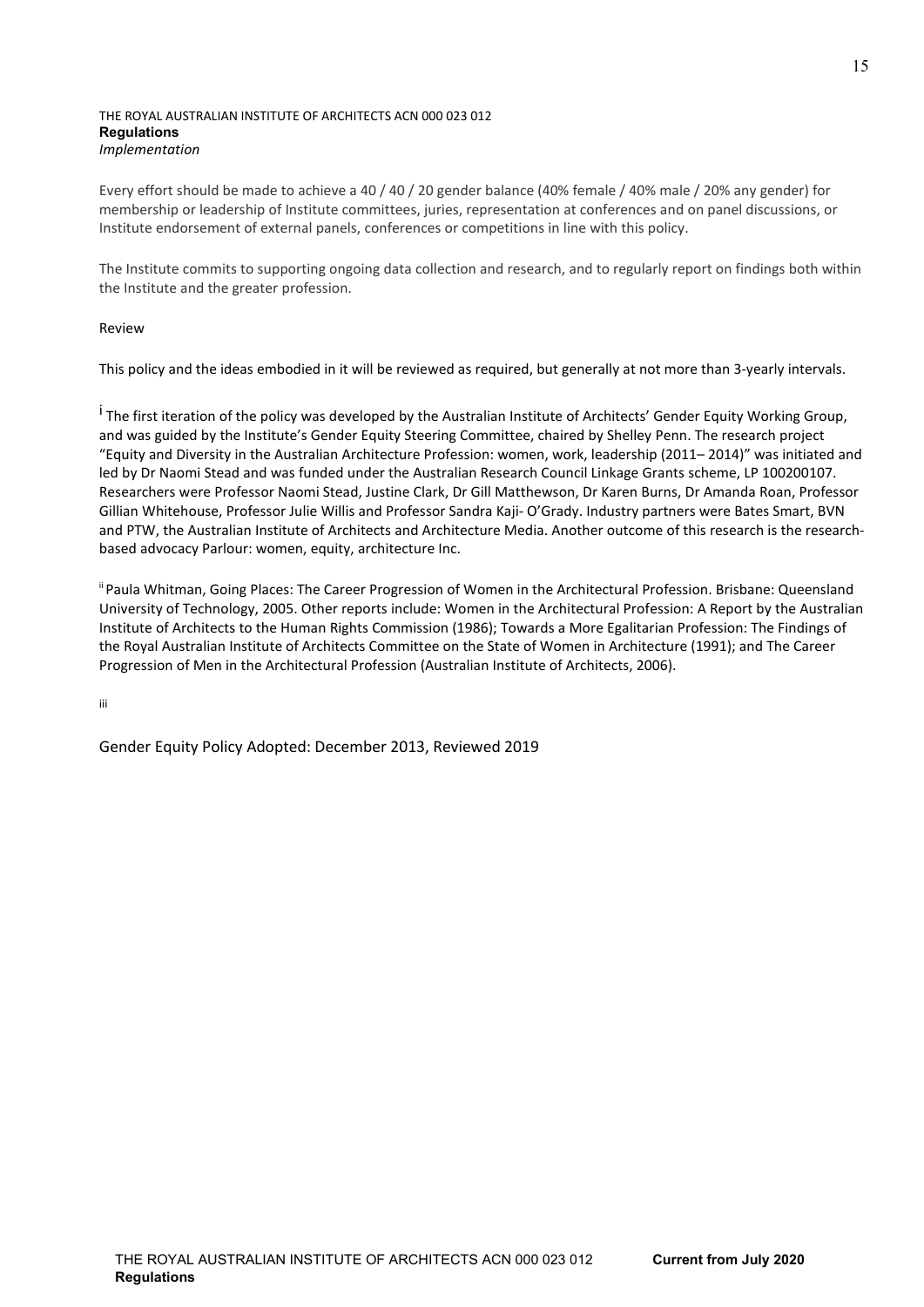Every effort should be made to achieve a 40 / 40 / 20 gender balance (40% female / 40% male / 20% any gender) for membership or leadership of Institute committees, juries, representation at conferences and on panel discussions, or Institute endorsement of external panels, conferences or competitions in line with this policy.

The Institute commits to supporting ongoing data collection and research, and to regularly report on findings both within the Institute and the greater profession.

Review

This policy and the ideas embodied in it will be reviewed as required, but generally at not more than 3-yearly intervals.

[i] The first iteration of the policy was developed by the Australian Institute of Architects' Gender Equity Working Group, and was guided by the Institute's Gender Equity Steering Committee, chaired by Shelley Penn. The research project "Equity and Diversity in the Australian Architecture Profession: women, work, leadership (2011– 2014)" was initiated and led by Dr Naomi Stead and was funded under the Australian Research Council Linkage Grants scheme, LP 100200107. Researchers were Professor Naomi Stead, Justine Clark, Dr Gill Matthewson, Dr Karen Burns, Dr Amanda Roan, Professor Gillian Whitehouse, Professor Julie Willis and Professor Sandra Kaji- O'Grady. Industry partners were Bates Smart, BVN and PTW, the Australian Institute of Architects and Architecture Media. Another outcome of this research is the research-based advocacy Parlour: women, equity, architecture Inc.

[ii] Paula Whitman, Going Places: The Career Progression of Women in the Architectural Profession. Brisbane: Queensland University of Technology, 2005. Other reports include: Women in the Architectural Profession: A Report by the Australian Institute of Architects to the Human Rights Commission (1986); Towards a More Egalitarian Profession: The Findings of the Royal Australian Institute of Architects Committee on the State of Women in Architecture (1991); and The Career Progression of Men in the Architectural Profession (Australian Institute of Architects, 2006).

[iii]

Gender Equity Policy Adopted: December 2013, Reviewed 2019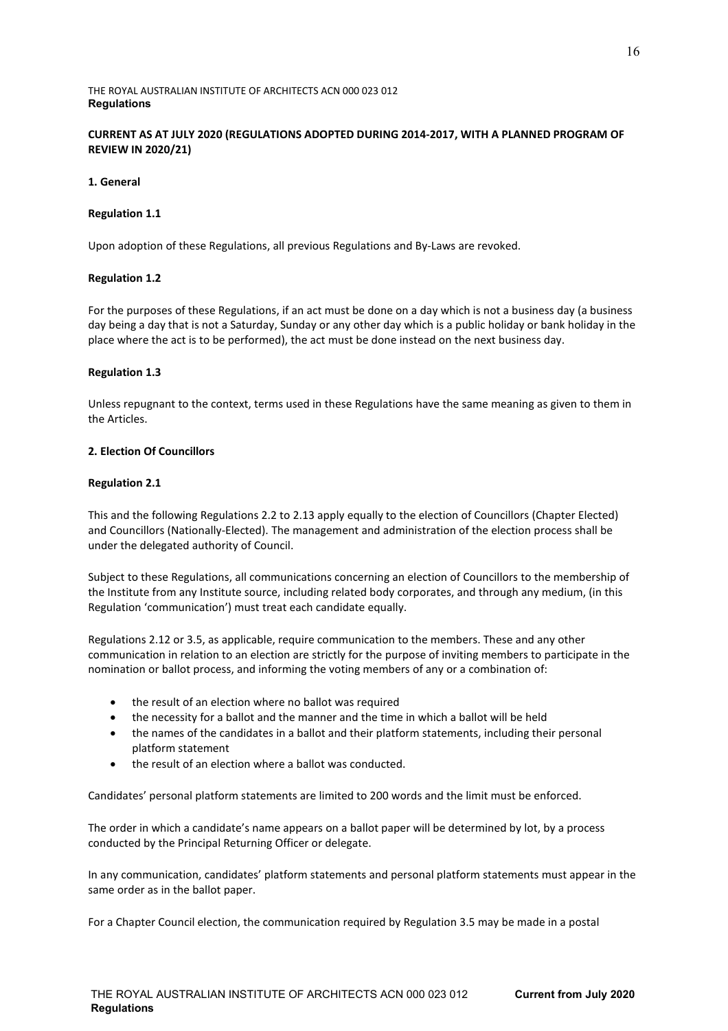THE ROYAL AUSTRALIAN INSTITUTE OF ARCHITECTS ACN 000 023 012
**Regulations**

**CURRENT AS AT JULY 2020 (REGULATIONS ADOPTED DURING 2014-2017, WITH A PLANNED PROGRAM OF REVIEW IN 2020/21)**

## 1. General

### Regulation 1.1

Upon adoption of these Regulations, all previous Regulations and By-Laws are revoked.

### Regulation 1.2

For the purposes of these Regulations, if an act must be done on a day which is not a business day (a business day being a day that is not a Saturday, Sunday or any other day which is a public holiday or bank holiday in the place where the act is to be performed), the act must be done instead on the next business day.

### Regulation 1.3

Unless repugnant to the context, terms used in these Regulations have the same meaning as given to them in the Articles.

## 2. Election Of Councillors

### Regulation 2.1

This and the following Regulations 2.2 to 2.13 apply equally to the election of Councillors (Chapter Elected) and Councillors (Nationally-Elected). The management and administration of the election process shall be under the delegated authority of Council.

Subject to these Regulations, all communications concerning an election of Councillors to the membership of the Institute from any Institute source, including related body corporates, and through any medium, (in this Regulation 'communication') must treat each candidate equally.

Regulations 2.12 or 3.5, as applicable, require communication to the members. These and any other communication in relation to an election are strictly for the purpose of inviting members to participate in the nomination or ballot process, and informing the voting members of any or a combination of:

- the result of an election where no ballot was required
- the necessity for a ballot and the manner and the time in which a ballot will be held
- the names of the candidates in a ballot and their platform statements, including their personal platform statement
- the result of an election where a ballot was conducted.

Candidates' personal platform statements are limited to 200 words and the limit must be enforced.

The order in which a candidate's name appears on a ballot paper will be determined by lot, by a process conducted by the Principal Returning Officer or delegate.

In any communication, candidates' platform statements and personal platform statements must appear in the same order as in the ballot paper.

For a Chapter Council election, the communication required by Regulation 3.5 may be made in a postal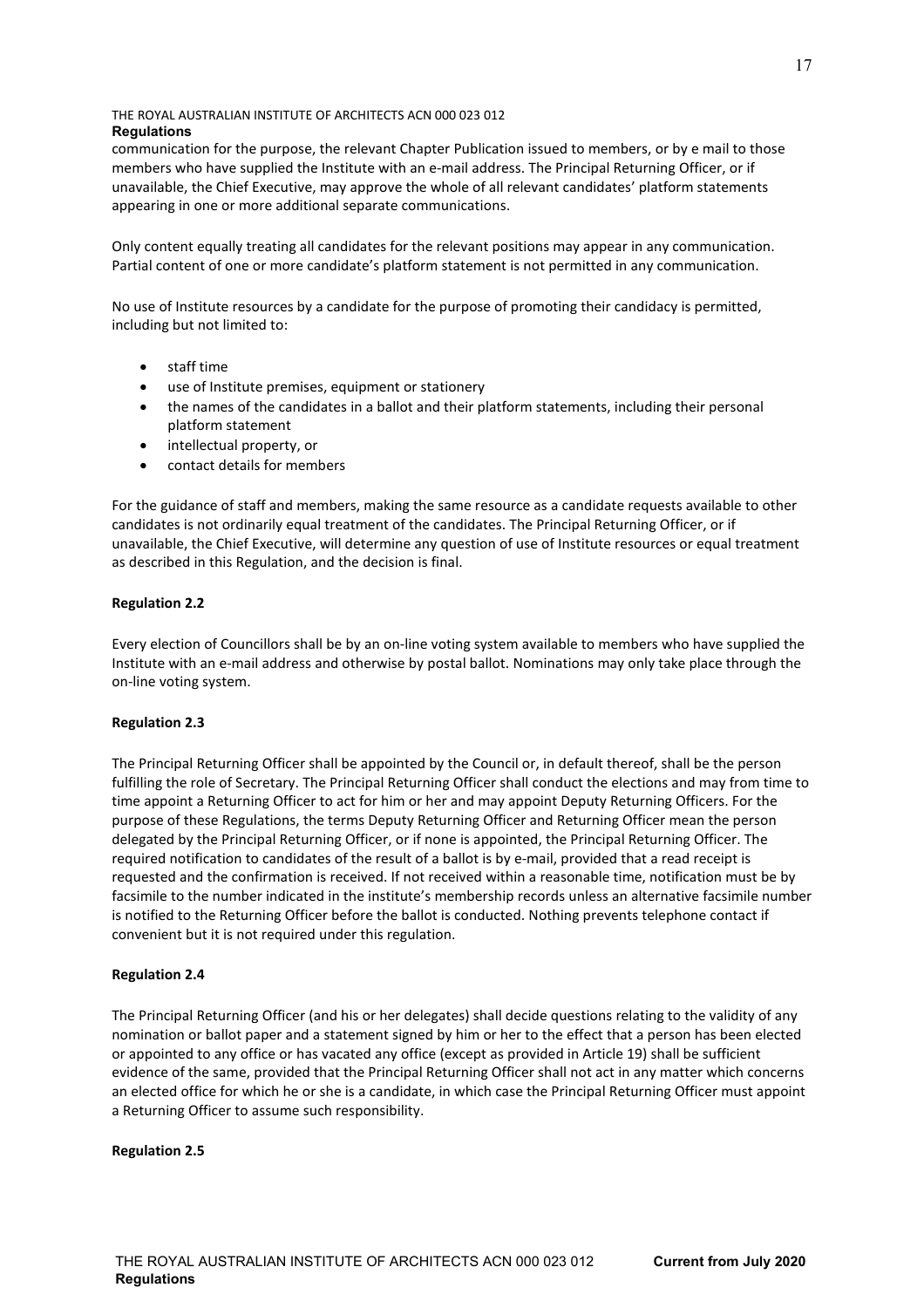communication for the purpose, the relevant Chapter Publication issued to members, or by e mail to those members who have supplied the Institute with an e-mail address. The Principal Returning Officer, or if unavailable, the Chief Executive, may approve the whole of all relevant candidates' platform statements appearing in one or more additional separate communications.

Only content equally treating all candidates for the relevant positions may appear in any communication. Partial content of one or more candidate's platform statement is not permitted in any communication.

No use of Institute resources by a candidate for the purpose of promoting their candidacy is permitted, including but not limited to:

- staff time
- use of Institute premises, equipment or stationery
- the names of the candidates in a ballot and their platform statements, including their personal platform statement
- intellectual property, or
- contact details for members

For the guidance of staff and members, making the same resource as a candidate requests available to other candidates is not ordinarily equal treatment of the candidates. The Principal Returning Officer, or if unavailable, the Chief Executive, will determine any question of use of Institute resources or equal treatment as described in this Regulation, and the decision is final.

**Regulation 2.2**

Every election of Councillors shall be by an on-line voting system available to members who have supplied the Institute with an e-mail address and otherwise by postal ballot. Nominations may only take place through the on-line voting system.

**Regulation 2.3**

The Principal Returning Officer shall be appointed by the Council or, in default thereof, shall be the person fulfilling the role of Secretary. The Principal Returning Officer shall conduct the elections and may from time to time appoint a Returning Officer to act for him or her and may appoint Deputy Returning Officers. For the purpose of these Regulations, the terms Deputy Returning Officer and Returning Officer mean the person delegated by the Principal Returning Officer, or if none is appointed, the Principal Returning Officer. The required notification to candidates of the result of a ballot is by e-mail, provided that a read receipt is requested and the confirmation is received. If not received within a reasonable time, notification must be by facsimile to the number indicated in the institute's membership records unless an alternative facsimile number is notified to the Returning Officer before the ballot is conducted. Nothing prevents telephone contact if convenient but it is not required under this regulation.

**Regulation 2.4**

The Principal Returning Officer (and his or her delegates) shall decide questions relating to the validity of any nomination or ballot paper and a statement signed by him or her to the effect that a person has been elected or appointed to any office or has vacated any office (except as provided in Article 19) shall be sufficient evidence of the same, provided that the Principal Returning Officer shall not act in any matter which concerns an elected office for which he or she is a candidate, in which case the Principal Returning Officer must appoint a Returning Officer to assume such responsibility.

**Regulation 2.5**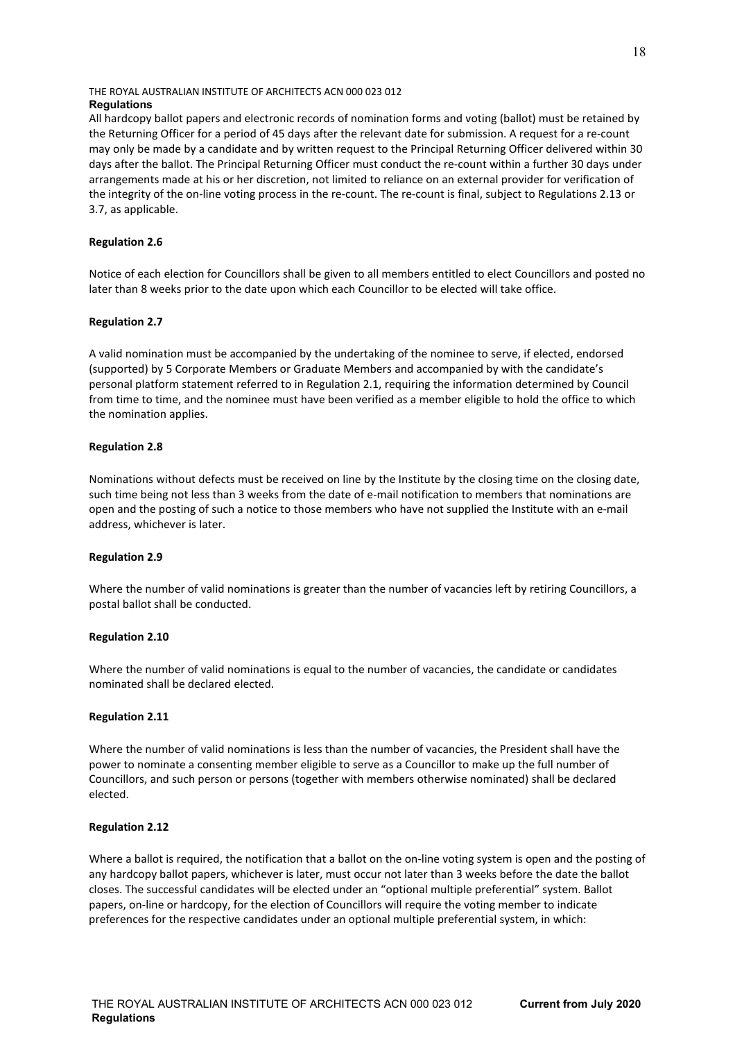All hardcopy ballot papers and electronic records of nomination forms and voting (ballot) must be retained by the Returning Officer for a period of 45 days after the relevant date for submission. A request for a re-count may only be made by a candidate and by written request to the Principal Returning Officer delivered within 30 days after the ballot. The Principal Returning Officer must conduct the re-count within a further 30 days under arrangements made at his or her discretion, not limited to reliance on an external provider for verification of the integrity of the on-line voting process in the re-count. The re-count is final, subject to Regulations 2.13 or 3.7, as applicable.

**Regulation 2.6**

Notice of each election for Councillors shall be given to all members entitled to elect Councillors and posted no later than 8 weeks prior to the date upon which each Councillor to be elected will take office.

**Regulation 2.7**

A valid nomination must be accompanied by the undertaking of the nominee to serve, if elected, endorsed (supported) by 5 Corporate Members or Graduate Members and accompanied by with the candidate's personal platform statement referred to in Regulation 2.1, requiring the information determined by Council from time to time, and the nominee must have been verified as a member eligible to hold the office to which the nomination applies.

**Regulation 2.8**

Nominations without defects must be received on line by the Institute by the closing time on the closing date, such time being not less than 3 weeks from the date of e-mail notification to members that nominations are open and the posting of such a notice to those members who have not supplied the Institute with an e-mail address, whichever is later.

**Regulation 2.9**

Where the number of valid nominations is greater than the number of vacancies left by retiring Councillors, a postal ballot shall be conducted.

**Regulation 2.10**

Where the number of valid nominations is equal to the number of vacancies, the candidate or candidates nominated shall be declared elected.

**Regulation 2.11**

Where the number of valid nominations is less than the number of vacancies, the President shall have the power to nominate a consenting member eligible to serve as a Councillor to make up the full number of Councillors, and such person or persons (together with members otherwise nominated) shall be declared elected.

**Regulation 2.12**

Where a ballot is required, the notification that a ballot on the on-line voting system is open and the posting of any hardcopy ballot papers, whichever is later, must occur not later than 3 weeks before the date the ballot closes. The successful candidates will be elected under an "optional multiple preferential" system. Ballot papers, on-line or hardcopy, for the election of Councillors will require the voting member to indicate preferences for the respective candidates under an optional multiple preferential system, in which: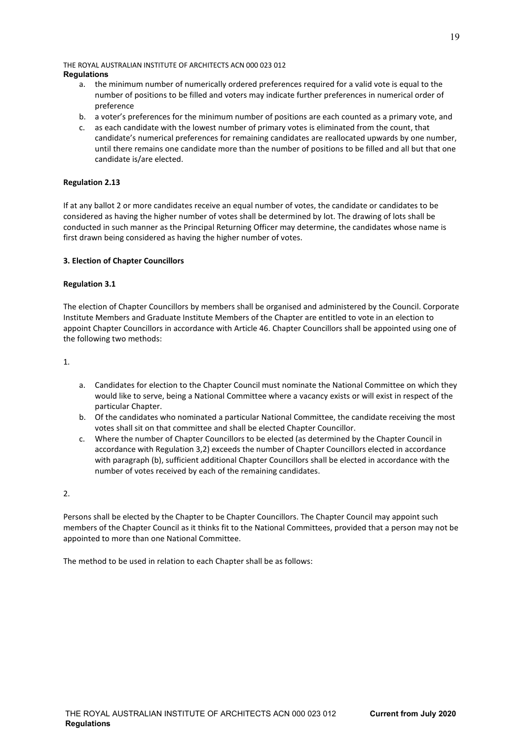a. the minimum number of numerically ordered preferences required for a valid vote is equal to the number of positions to be filled and voters may indicate further preferences in numerical order of preference
b. a voter's preferences for the minimum number of positions are each counted as a primary vote, and
c. as each candidate with the lowest number of primary votes is eliminated from the count, that candidate's numerical preferences for remaining candidates are reallocated upwards by one number, until there remains one candidate more than the number of positions to be filled and all but that one candidate is/are elected.

**Regulation 2.13**

If at any ballot 2 or more candidates receive an equal number of votes, the candidate or candidates to be considered as having the higher number of votes shall be determined by lot. The drawing of lots shall be conducted in such manner as the Principal Returning Officer may determine, the candidates whose name is first drawn being considered as having the higher number of votes.

**3. Election of Chapter Councillors**

**Regulation 3.1**

The election of Chapter Councillors by members shall be organised and administered by the Council. Corporate Institute Members and Graduate Institute Members of the Chapter are entitled to vote in an election to appoint Chapter Councillors in accordance with Article 46. Chapter Councillors shall be appointed using one of the following two methods:

1.

a. Candidates for election to the Chapter Council must nominate the National Committee on which they would like to serve, being a National Committee where a vacancy exists or will exist in respect of the particular Chapter.
b. Of the candidates who nominated a particular National Committee, the candidate receiving the most votes shall sit on that committee and shall be elected Chapter Councillor.
c. Where the number of Chapter Councillors to be elected (as determined by the Chapter Council in accordance with Regulation 3,2) exceeds the number of Chapter Councillors elected in accordance with paragraph (b), sufficient additional Chapter Councillors shall be elected in accordance with the number of votes received by each of the remaining candidates.

2.

Persons shall be elected by the Chapter to be Chapter Councillors. The Chapter Council may appoint such members of the Chapter Council as it thinks fit to the National Committees, provided that a person may not be appointed to more than one National Committee.

The method to be used in relation to each Chapter shall be as follows: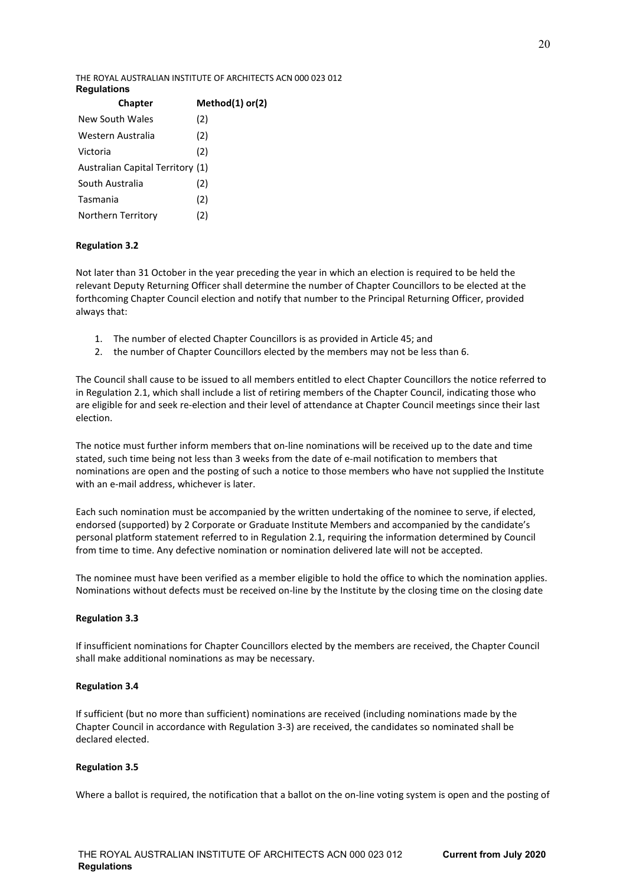| Chapter | Method(1) or(2) |
|---|---|
| New South Wales | (2) |
| Western Australia | (2) |
| Victoria | (2) |
| Australian Capital Territory | (1) |
| South Australia | (2) |
| Tasmania | (2) |
| Northern Territory | (2) |

**Regulation 3.2**

Not later than 31 October in the year preceding the year in which an election is required to be held the relevant Deputy Returning Officer shall determine the number of Chapter Councillors to be elected at the forthcoming Chapter Council election and notify that number to the Principal Returning Officer, provided always that:

1. The number of elected Chapter Councillors is as provided in Article 45; and
2. the number of Chapter Councillors elected by the members may not be less than 6.

The Council shall cause to be issued to all members entitled to elect Chapter Councillors the notice referred to in Regulation 2.1, which shall include a list of retiring members of the Chapter Council, indicating those who are eligible for and seek re-election and their level of attendance at Chapter Council meetings since their last election.

The notice must further inform members that on-line nominations will be received up to the date and time stated, such time being not less than 3 weeks from the date of e-mail notification to members that nominations are open and the posting of such a notice to those members who have not supplied the Institute with an e-mail address, whichever is later.

Each such nomination must be accompanied by the written undertaking of the nominee to serve, if elected, endorsed (supported) by 2 Corporate or Graduate Institute Members and accompanied by the candidate's personal platform statement referred to in Regulation 2.1, requiring the information determined by Council from time to time. Any defective nomination or nomination delivered late will not be accepted.

The nominee must have been verified as a member eligible to hold the office to which the nomination applies. Nominations without defects must be received on-line by the Institute by the closing time on the closing date

**Regulation 3.3**

If insufficient nominations for Chapter Councillors elected by the members are received, the Chapter Council shall make additional nominations as may be necessary.

**Regulation 3.4**

If sufficient (but no more than sufficient) nominations are received (including nominations made by the Chapter Council in accordance with Regulation 3-3) are received, the candidates so nominated shall be declared elected.

**Regulation 3.5**

Where a ballot is required, the notification that a ballot on the on-line voting system is open and the posting of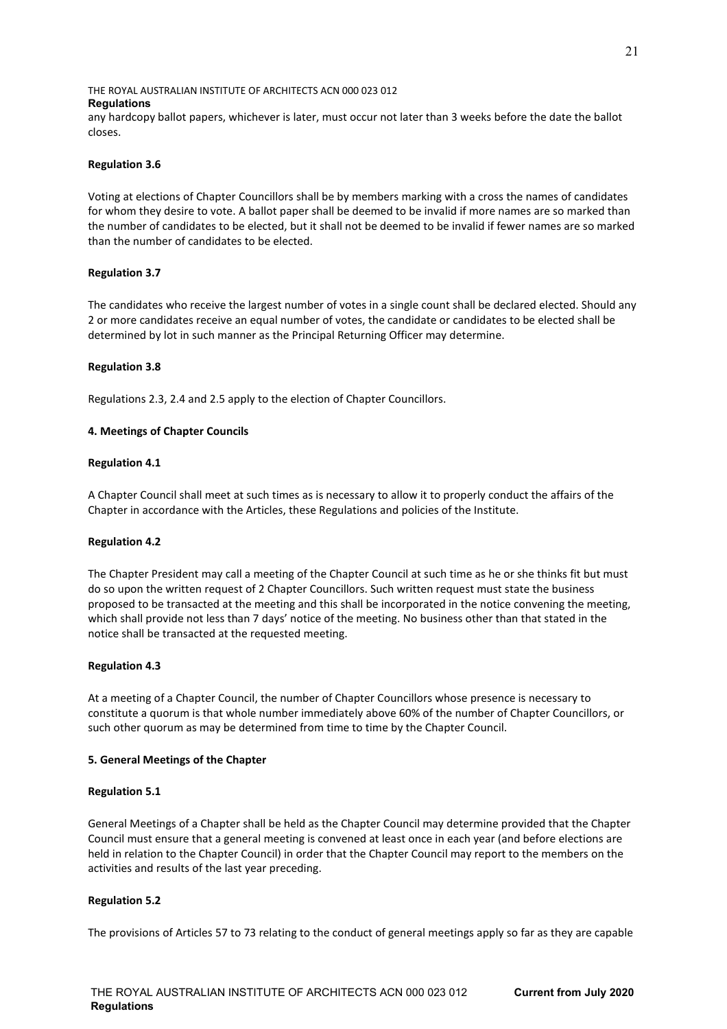any hardcopy ballot papers, whichever is later, must occur not later than 3 weeks before the date the ballot closes.

**Regulation 3.6**

Voting at elections of Chapter Councillors shall be by members marking with a cross the names of candidates for whom they desire to vote. A ballot paper shall be deemed to be invalid if more names are so marked than the number of candidates to be elected, but it shall not be deemed to be invalid if fewer names are so marked than the number of candidates to be elected.

**Regulation 3.7**

The candidates who receive the largest number of votes in a single count shall be declared elected. Should any 2 or more candidates receive an equal number of votes, the candidate or candidates to be elected shall be determined by lot in such manner as the Principal Returning Officer may determine.

**Regulation 3.8**

Regulations 2.3, 2.4 and 2.5 apply to the election of Chapter Councillors.

## 4. Meetings of Chapter Councils

**Regulation 4.1**

A Chapter Council shall meet at such times as is necessary to allow it to properly conduct the affairs of the Chapter in accordance with the Articles, these Regulations and policies of the Institute.

**Regulation 4.2**

The Chapter President may call a meeting of the Chapter Council at such time as he or she thinks fit but must do so upon the written request of 2 Chapter Councillors. Such written request must state the business proposed to be transacted at the meeting and this shall be incorporated in the notice convening the meeting, which shall provide not less than 7 days' notice of the meeting. No business other than that stated in the notice shall be transacted at the requested meeting.

**Regulation 4.3**

At a meeting of a Chapter Council, the number of Chapter Councillors whose presence is necessary to constitute a quorum is that whole number immediately above 60% of the number of Chapter Councillors, or such other quorum as may be determined from time to time by the Chapter Council.

## 5. General Meetings of the Chapter

**Regulation 5.1**

General Meetings of a Chapter shall be held as the Chapter Council may determine provided that the Chapter Council must ensure that a general meeting is convened at least once in each year (and before elections are held in relation to the Chapter Council) in order that the Chapter Council may report to the members on the activities and results of the last year preceding.

**Regulation 5.2**

The provisions of Articles 57 to 73 relating to the conduct of general meetings apply so far as they are capable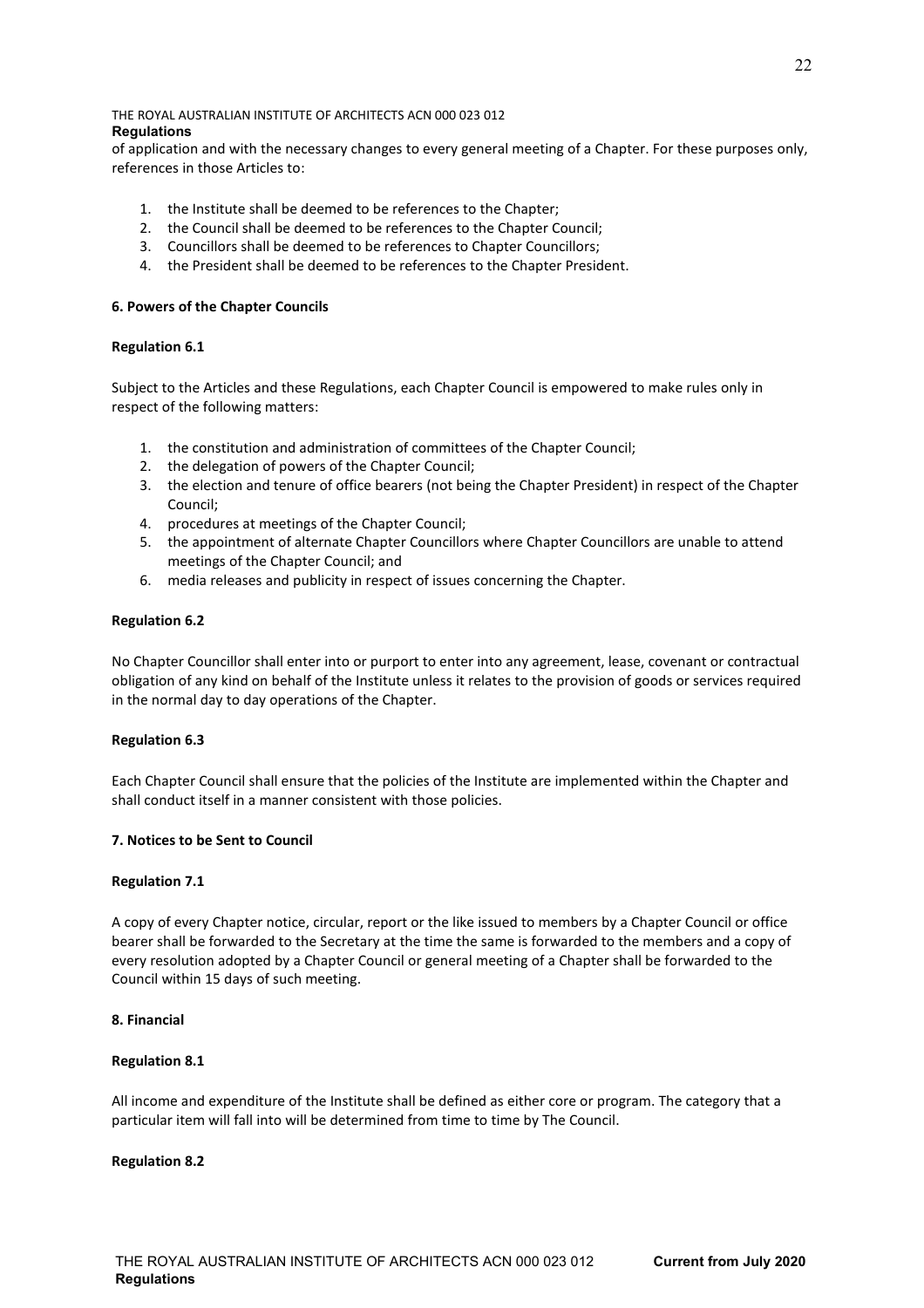of application and with the necessary changes to every general meeting of a Chapter. For these purposes only, references in those Articles to:

1. the Institute shall be deemed to be references to the Chapter;
2. the Council shall be deemed to be references to the Chapter Council;
3. Councillors shall be deemed to be references to Chapter Councillors;
4. the President shall be deemed to be references to the Chapter President.

### 6. Powers of the Chapter Councils

#### Regulation 6.1

Subject to the Articles and these Regulations, each Chapter Council is empowered to make rules only in respect of the following matters:

1. the constitution and administration of committees of the Chapter Council;
2. the delegation of powers of the Chapter Council;
3. the election and tenure of office bearers (not being the Chapter President) in respect of the Chapter Council;
4. procedures at meetings of the Chapter Council;
5. the appointment of alternate Chapter Councillors where Chapter Councillors are unable to attend meetings of the Chapter Council; and
6. media releases and publicity in respect of issues concerning the Chapter.

#### Regulation 6.2

No Chapter Councillor shall enter into or purport to enter into any agreement, lease, covenant or contractual obligation of any kind on behalf of the Institute unless it relates to the provision of goods or services required in the normal day to day operations of the Chapter.

#### Regulation 6.3

Each Chapter Council shall ensure that the policies of the Institute are implemented within the Chapter and shall conduct itself in a manner consistent with those policies.

### 7. Notices to be Sent to Council

#### Regulation 7.1

A copy of every Chapter notice, circular, report or the like issued to members by a Chapter Council or office bearer shall be forwarded to the Secretary at the time the same is forwarded to the members and a copy of every resolution adopted by a Chapter Council or general meeting of a Chapter shall be forwarded to the Council within 15 days of such meeting.

### 8. Financial

#### Regulation 8.1

All income and expenditure of the Institute shall be defined as either core or program. The category that a particular item will fall into will be determined from time to time by The Council.

#### Regulation 8.2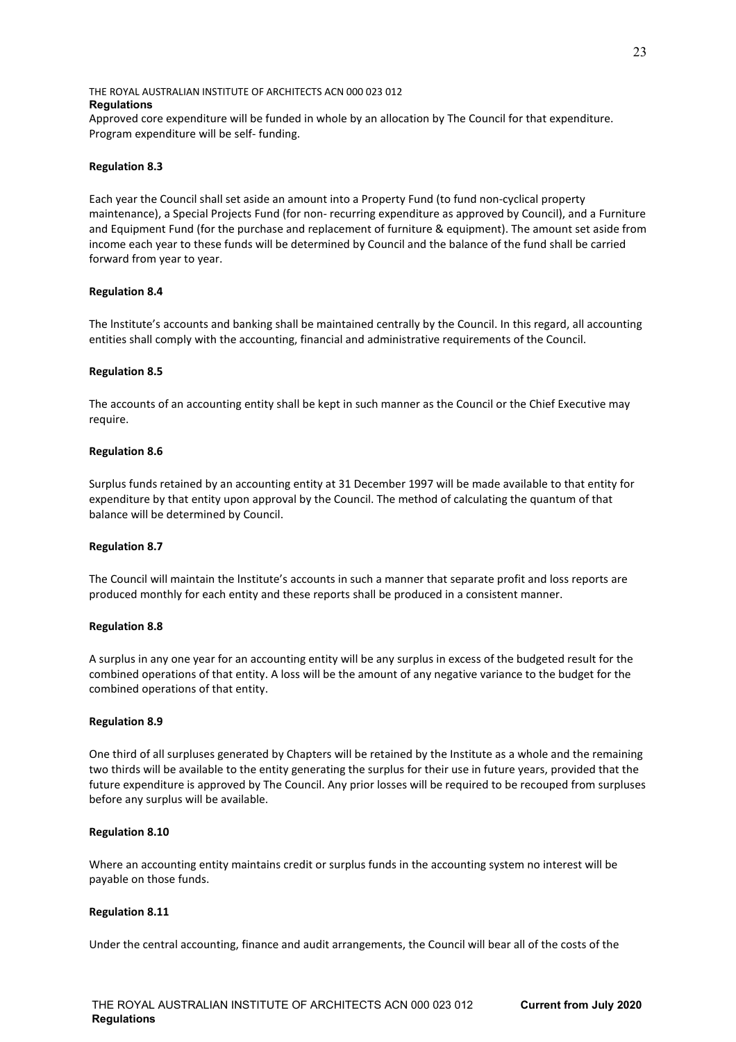Approved core expenditure will be funded in whole by an allocation by The Council for that expenditure. Program expenditure will be self- funding.

**Regulation 8.3**

Each year the Council shall set aside an amount into a Property Fund (to fund non-cyclical property maintenance), a Special Projects Fund (for non- recurring expenditure as approved by Council), and a Furniture and Equipment Fund (for the purchase and replacement of furniture & equipment). The amount set aside from income each year to these funds will be determined by Council and the balance of the fund shall be carried forward from year to year.

**Regulation 8.4**

The lnstitute's accounts and banking shall be maintained centrally by the Council. In this regard, all accounting entities shall comply with the accounting, financial and administrative requirements of the Council.

**Regulation 8.5**

The accounts of an accounting entity shall be kept in such manner as the Council or the Chief Executive may require.

**Regulation 8.6**

Surplus funds retained by an accounting entity at 31 December 1997 will be made available to that entity for expenditure by that entity upon approval by the Council. The method of calculating the quantum of that balance will be determined by Council.

**Regulation 8.7**

The Council will maintain the lnstitute's accounts in such a manner that separate profit and loss reports are produced monthly for each entity and these reports shall be produced in a consistent manner.

**Regulation 8.8**

A surplus in any one year for an accounting entity will be any surplus in excess of the budgeted result for the combined operations of that entity. A loss will be the amount of any negative variance to the budget for the combined operations of that entity.

**Regulation 8.9**

One third of all surpluses generated by Chapters will be retained by the Institute as a whole and the remaining two thirds will be available to the entity generating the surplus for their use in future years, provided that the future expenditure is approved by The Council. Any prior losses will be required to be recouped from surpluses before any surplus will be available.

**Regulation 8.10**

Where an accounting entity maintains credit or surplus funds in the accounting system no interest will be payable on those funds.

**Regulation 8.11**

Under the central accounting, finance and audit arrangements, the Council will bear all of the costs of the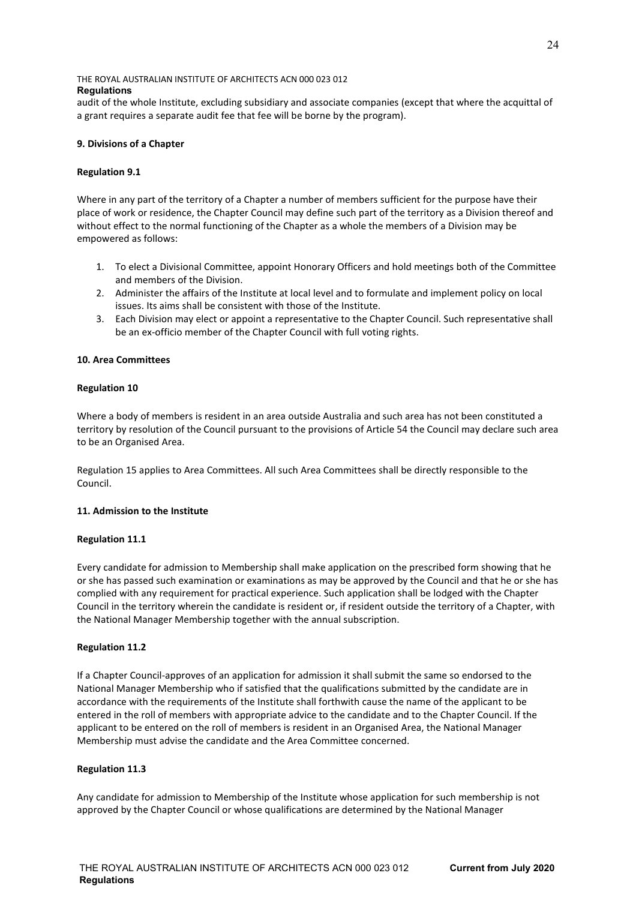audit of the whole Institute, excluding subsidiary and associate companies (except that where the acquittal of a grant requires a separate audit fee that fee will be borne by the program).

### 9. Divisions of a Chapter

#### Regulation 9.1

Where in any part of the territory of a Chapter a number of members sufficient for the purpose have their place of work or residence, the Chapter Council may define such part of the territory as a Division thereof and without effect to the normal functioning of the Chapter as a whole the members of a Division may be empowered as follows:

1. To elect a Divisional Committee, appoint Honorary Officers and hold meetings both of the Committee and members of the Division.
2. Administer the affairs of the Institute at local level and to formulate and implement policy on local issues. Its aims shall be consistent with those of the Institute.
3. Each Division may elect or appoint a representative to the Chapter Council. Such representative shall be an ex-officio member of the Chapter Council with full voting rights.

### 10. Area Committees

#### Regulation 10

Where a body of members is resident in an area outside Australia and such area has not been constituted a territory by resolution of the Council pursuant to the provisions of Article 54 the Council may declare such area to be an Organised Area.

Regulation 15 applies to Area Committees. All such Area Committees shall be directly responsible to the Council.

### 11. Admission to the Institute

#### Regulation 11.1

Every candidate for admission to Membership shall make application on the prescribed form showing that he or she has passed such examination or examinations as may be approved by the Council and that he or she has complied with any requirement for practical experience. Such application shall be lodged with the Chapter Council in the territory wherein the candidate is resident or, if resident outside the territory of a Chapter, with the National Manager Membership together with the annual subscription.

#### Regulation 11.2

If a Chapter Council-approves of an application for admission it shall submit the same so endorsed to the National Manager Membership who if satisfied that the qualifications submitted by the candidate are in accordance with the requirements of the Institute shall forthwith cause the name of the applicant to be entered in the roll of members with appropriate advice to the candidate and to the Chapter Council. If the applicant to be entered on the roll of members is resident in an Organised Area, the National Manager Membership must advise the candidate and the Area Committee concerned.

#### Regulation 11.3

Any candidate for admission to Membership of the Institute whose application for such membership is not approved by the Chapter Council or whose qualifications are determined by the National Manager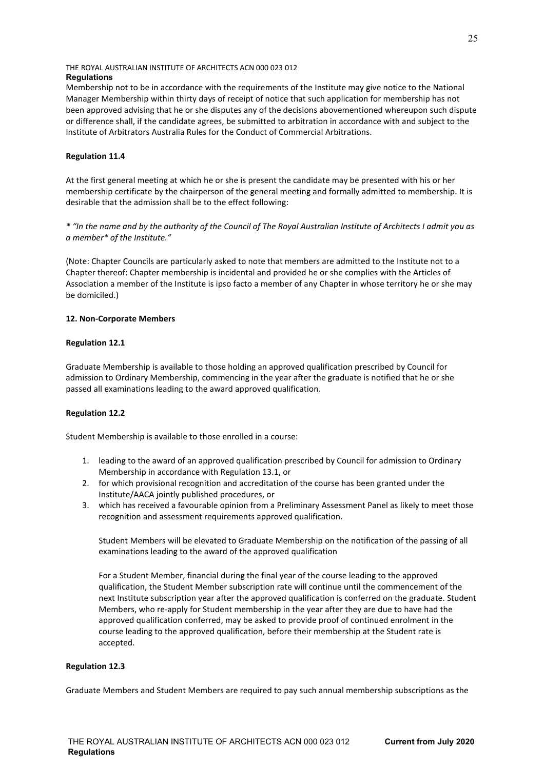Membership not to be in accordance with the requirements of the Institute may give notice to the National Manager Membership within thirty days of receipt of notice that such application for membership has not been approved advising that he or she disputes any of the decisions abovementioned whereupon such dispute or difference shall, if the candidate agrees, be submitted to arbitration in accordance with and subject to the Institute of Arbitrators Australia Rules for the Conduct of Commercial Arbitrations.

**Regulation 11.4**

At the first general meeting at which he or she is present the candidate may be presented with his or her membership certificate by the chairperson of the general meeting and formally admitted to membership. It is desirable that the admission shall be to the effect following:

*\* "In the name and by the authority of the Council of The Royal Australian Institute of Architects I admit you as a member\* of the Institute."*

(Note: Chapter Councils are particularly asked to note that members are admitted to the Institute not to a Chapter thereof: Chapter membership is incidental and provided he or she complies with the Articles of Association a member of the Institute is ipso facto a member of any Chapter in whose territory he or she may be domiciled.)

**12. Non-Corporate Members**

**Regulation 12.1**

Graduate Membership is available to those holding an approved qualification prescribed by Council for admission to Ordinary Membership, commencing in the year after the graduate is notified that he or she passed all examinations leading to the award approved qualification.

**Regulation 12.2**

Student Membership is available to those enrolled in a course:

1. leading to the award of an approved qualification prescribed by Council for admission to Ordinary Membership in accordance with Regulation 13.1, or
2. for which provisional recognition and accreditation of the course has been granted under the Institute/AACA jointly published procedures, or
3. which has received a favourable opinion from a Preliminary Assessment Panel as likely to meet those recognition and assessment requirements approved qualification.

   Student Members will be elevated to Graduate Membership on the notification of the passing of all examinations leading to the award of the approved qualification

   For a Student Member, financial during the final year of the course leading to the approved qualification, the Student Member subscription rate will continue until the commencement of the next Institute subscription year after the approved qualification is conferred on the graduate. Student Members, who re-apply for Student membership in the year after they are due to have had the approved qualification conferred, may be asked to provide proof of continued enrolment in the course leading to the approved qualification, before their membership at the Student rate is accepted.

**Regulation 12.3**

Graduate Members and Student Members are required to pay such annual membership subscriptions as the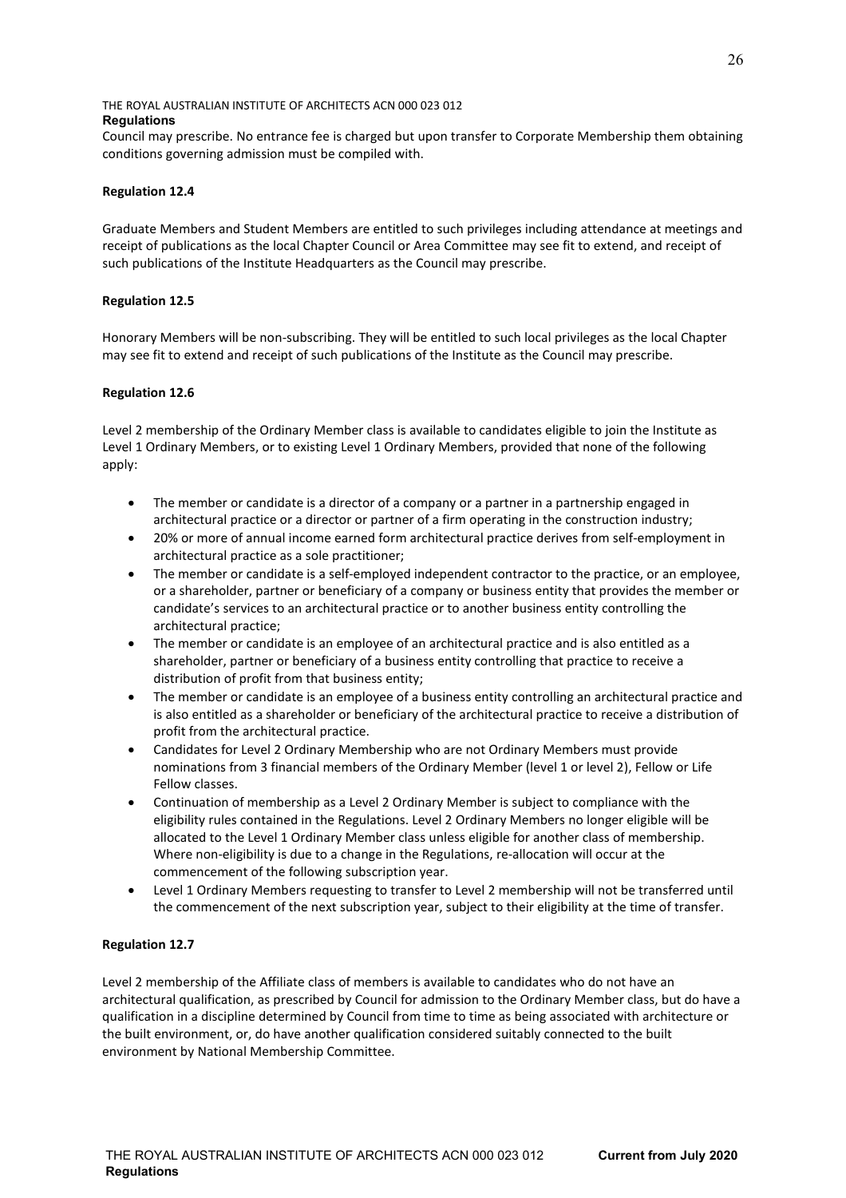Council may prescribe. No entrance fee is charged but upon transfer to Corporate Membership them obtaining conditions governing admission must be compiled with.

**Regulation 12.4**

Graduate Members and Student Members are entitled to such privileges including attendance at meetings and receipt of publications as the local Chapter Council or Area Committee may see fit to extend, and receipt of such publications of the Institute Headquarters as the Council may prescribe.

**Regulation 12.5**

Honorary Members will be non-subscribing. They will be entitled to such local privileges as the local Chapter may see fit to extend and receipt of such publications of the Institute as the Council may prescribe.

**Regulation 12.6**

Level 2 membership of the Ordinary Member class is available to candidates eligible to join the Institute as Level 1 Ordinary Members, or to existing Level 1 Ordinary Members, provided that none of the following apply:

- The member or candidate is a director of a company or a partner in a partnership engaged in architectural practice or a director or partner of a firm operating in the construction industry;
- 20% or more of annual income earned form architectural practice derives from self-employment in architectural practice as a sole practitioner;
- The member or candidate is a self-employed independent contractor to the practice, or an employee, or a shareholder, partner or beneficiary of a company or business entity that provides the member or candidate's services to an architectural practice or to another business entity controlling the architectural practice;
- The member or candidate is an employee of an architectural practice and is also entitled as a shareholder, partner or beneficiary of a business entity controlling that practice to receive a distribution of profit from that business entity;
- The member or candidate is an employee of a business entity controlling an architectural practice and is also entitled as a shareholder or beneficiary of the architectural practice to receive a distribution of profit from the architectural practice.
- Candidates for Level 2 Ordinary Membership who are not Ordinary Members must provide nominations from 3 financial members of the Ordinary Member (level 1 or level 2), Fellow or Life Fellow classes.
- Continuation of membership as a Level 2 Ordinary Member is subject to compliance with the eligibility rules contained in the Regulations. Level 2 Ordinary Members no longer eligible will be allocated to the Level 1 Ordinary Member class unless eligible for another class of membership. Where non-eligibility is due to a change in the Regulations, re-allocation will occur at the commencement of the following subscription year.
- Level 1 Ordinary Members requesting to transfer to Level 2 membership will not be transferred until the commencement of the next subscription year, subject to their eligibility at the time of transfer.

**Regulation 12.7**

Level 2 membership of the Affiliate class of members is available to candidates who do not have an architectural qualification, as prescribed by Council for admission to the Ordinary Member class, but do have a qualification in a discipline determined by Council from time to time as being associated with architecture or the built environment, or, do have another qualification considered suitably connected to the built environment by National Membership Committee.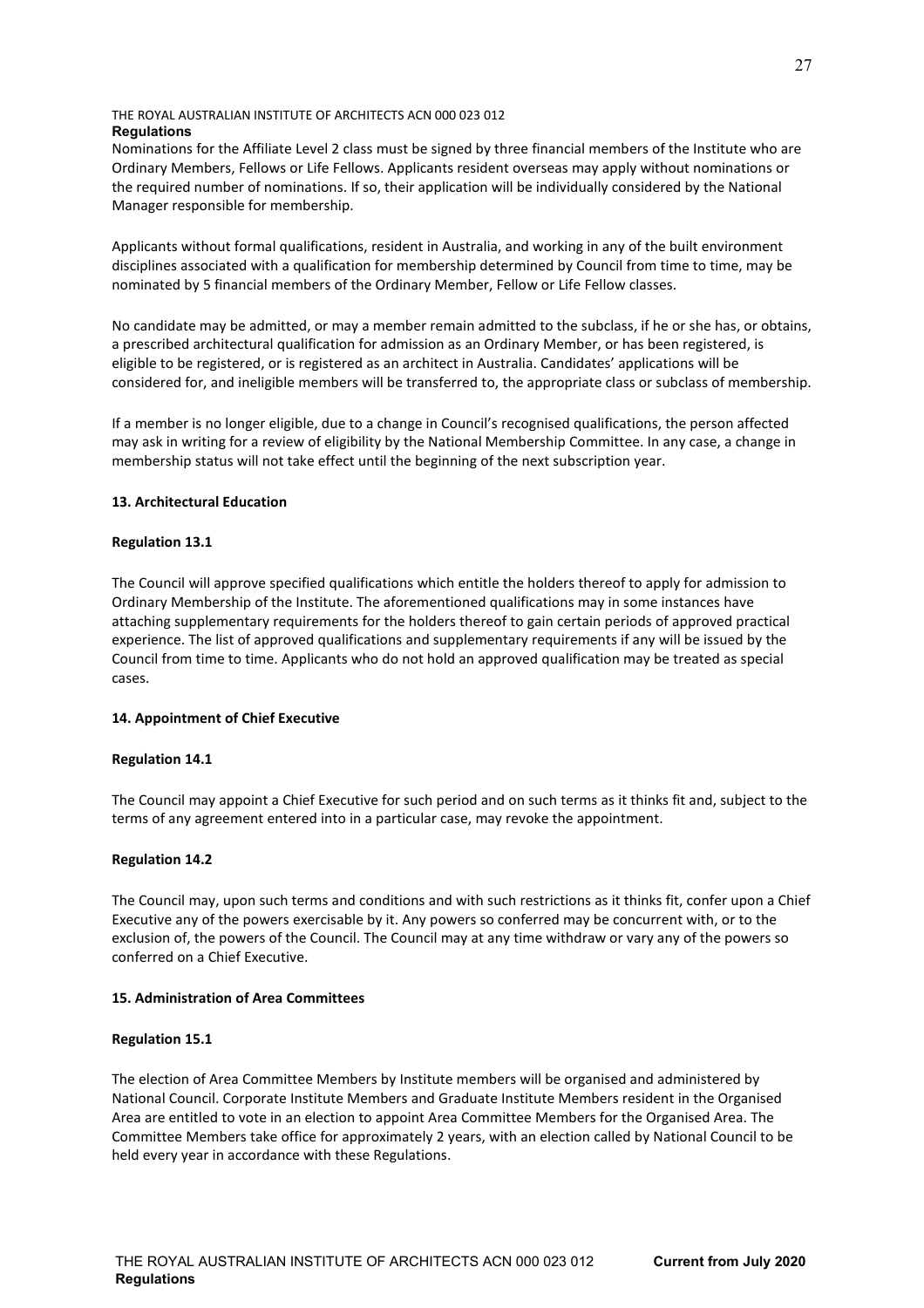Nominations for the Affiliate Level 2 class must be signed by three financial members of the Institute who are Ordinary Members, Fellows or Life Fellows. Applicants resident overseas may apply without nominations or the required number of nominations. If so, their application will be individually considered by the National Manager responsible for membership.

Applicants without formal qualifications, resident in Australia, and working in any of the built environment disciplines associated with a qualification for membership determined by Council from time to time, may be nominated by 5 financial members of the Ordinary Member, Fellow or Life Fellow classes.

No candidate may be admitted, or may a member remain admitted to the subclass, if he or she has, or obtains, a prescribed architectural qualification for admission as an Ordinary Member, or has been registered, is eligible to be registered, or is registered as an architect in Australia. Candidates' applications will be considered for, and ineligible members will be transferred to, the appropriate class or subclass of membership.

If a member is no longer eligible, due to a change in Council's recognised qualifications, the person affected may ask in writing for a review of eligibility by the National Membership Committee. In any case, a change in membership status will not take effect until the beginning of the next subscription year.

## 13. Architectural Education

### Regulation 13.1

The Council will approve specified qualifications which entitle the holders thereof to apply for admission to Ordinary Membership of the Institute. The aforementioned qualifications may in some instances have attaching supplementary requirements for the holders thereof to gain certain periods of approved practical experience. The list of approved qualifications and supplementary requirements if any will be issued by the Council from time to time. Applicants who do not hold an approved qualification may be treated as special cases.

## 14. Appointment of Chief Executive

### Regulation 14.1

The Council may appoint a Chief Executive for such period and on such terms as it thinks fit and, subject to the terms of any agreement entered into in a particular case, may revoke the appointment.

### Regulation 14.2

The Council may, upon such terms and conditions and with such restrictions as it thinks fit, confer upon a Chief Executive any of the powers exercisable by it. Any powers so conferred may be concurrent with, or to the exclusion of, the powers of the Council. The Council may at any time withdraw or vary any of the powers so conferred on a Chief Executive.

## 15. Administration of Area Committees

### Regulation 15.1

The election of Area Committee Members by Institute members will be organised and administered by National Council. Corporate Institute Members and Graduate Institute Members resident in the Organised Area are entitled to vote in an election to appoint Area Committee Members for the Organised Area. The Committee Members take office for approximately 2 years, with an election called by National Council to be held every year in accordance with these Regulations.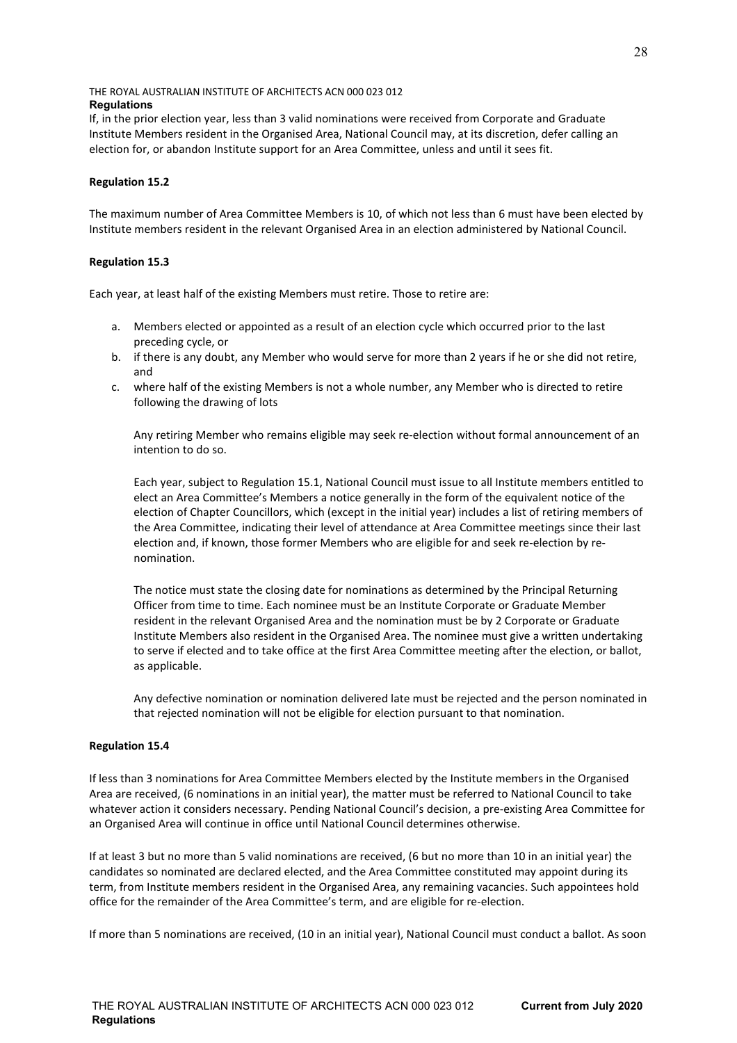If, in the prior election year, less than 3 valid nominations were received from Corporate and Graduate Institute Members resident in the Organised Area, National Council may, at its discretion, defer calling an election for, or abandon Institute support for an Area Committee, unless and until it sees fit.

**Regulation 15.2**

The maximum number of Area Committee Members is 10, of which not less than 6 must have been elected by Institute members resident in the relevant Organised Area in an election administered by National Council.

**Regulation 15.3**

Each year, at least half of the existing Members must retire. Those to retire are:

a. Members elected or appointed as a result of an election cycle which occurred prior to the last preceding cycle, or
b. if there is any doubt, any Member who would serve for more than 2 years if he or she did not retire, and
c. where half of the existing Members is not a whole number, any Member who is directed to retire following the drawing of lots

   Any retiring Member who remains eligible may seek re-election without formal announcement of an intention to do so.

   Each year, subject to Regulation 15.1, National Council must issue to all Institute members entitled to elect an Area Committee's Members a notice generally in the form of the equivalent notice of the election of Chapter Councillors, which (except in the initial year) includes a list of retiring members of the Area Committee, indicating their level of attendance at Area Committee meetings since their last election and, if known, those former Members who are eligible for and seek re-election by re-nomination.

   The notice must state the closing date for nominations as determined by the Principal Returning Officer from time to time. Each nominee must be an Institute Corporate or Graduate Member resident in the relevant Organised Area and the nomination must be by 2 Corporate or Graduate Institute Members also resident in the Organised Area. The nominee must give a written undertaking to serve if elected and to take office at the first Area Committee meeting after the election, or ballot, as applicable.

   Any defective nomination or nomination delivered late must be rejected and the person nominated in that rejected nomination will not be eligible for election pursuant to that nomination.

**Regulation 15.4**

If less than 3 nominations for Area Committee Members elected by the Institute members in the Organised Area are received, (6 nominations in an initial year), the matter must be referred to National Council to take whatever action it considers necessary. Pending National Council's decision, a pre-existing Area Committee for an Organised Area will continue in office until National Council determines otherwise.

If at least 3 but no more than 5 valid nominations are received, (6 but no more than 10 in an initial year) the candidates so nominated are declared elected, and the Area Committee constituted may appoint during its term, from Institute members resident in the Organised Area, any remaining vacancies. Such appointees hold office for the remainder of the Area Committee's term, and are eligible for re-election.

If more than 5 nominations are received, (10 in an initial year), National Council must conduct a ballot. As soon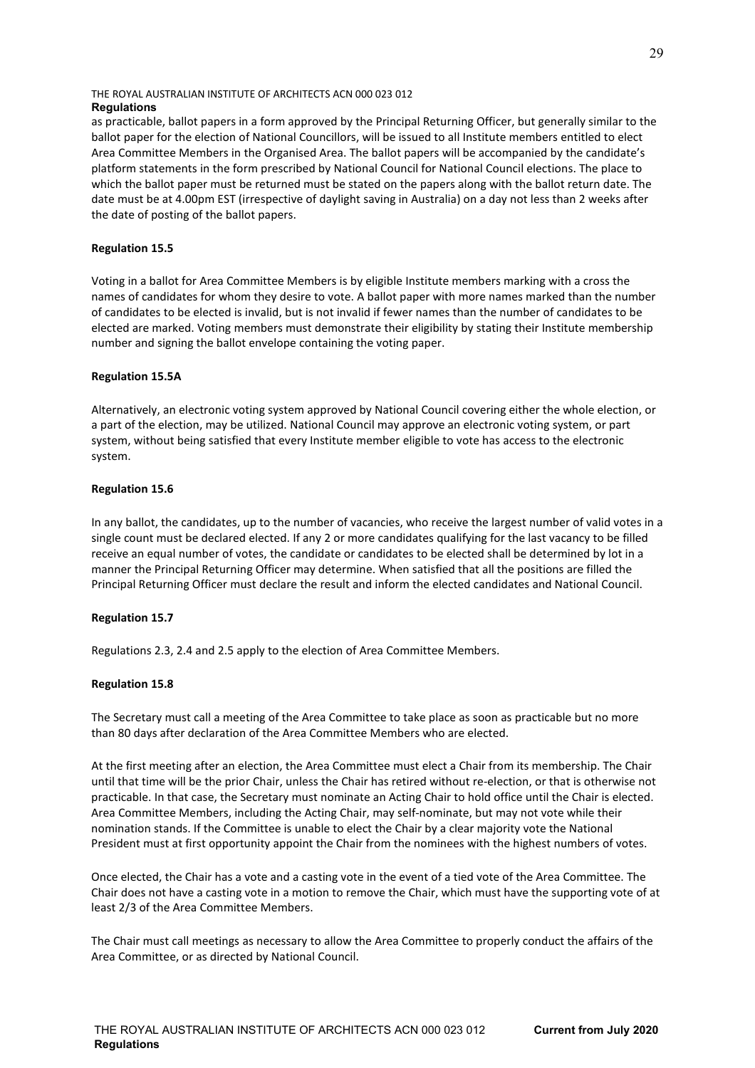as practicable, ballot papers in a form approved by the Principal Returning Officer, but generally similar to the ballot paper for the election of National Councillors, will be issued to all Institute members entitled to elect Area Committee Members in the Organised Area. The ballot papers will be accompanied by the candidate's platform statements in the form prescribed by National Council for National Council elections. The place to which the ballot paper must be returned must be stated on the papers along with the ballot return date. The date must be at 4.00pm EST (irrespective of daylight saving in Australia) on a day not less than 2 weeks after the date of posting of the ballot papers.

**Regulation 15.5**

Voting in a ballot for Area Committee Members is by eligible Institute members marking with a cross the names of candidates for whom they desire to vote. A ballot paper with more names marked than the number of candidates to be elected is invalid, but is not invalid if fewer names than the number of candidates to be elected are marked. Voting members must demonstrate their eligibility by stating their Institute membership number and signing the ballot envelope containing the voting paper.

**Regulation 15.5A**

Alternatively, an electronic voting system approved by National Council covering either the whole election, or a part of the election, may be utilized. National Council may approve an electronic voting system, or part system, without being satisfied that every Institute member eligible to vote has access to the electronic system.

**Regulation 15.6**

In any ballot, the candidates, up to the number of vacancies, who receive the largest number of valid votes in a single count must be declared elected. If any 2 or more candidates qualifying for the last vacancy to be filled receive an equal number of votes, the candidate or candidates to be elected shall be determined by lot in a manner the Principal Returning Officer may determine. When satisfied that all the positions are filled the Principal Returning Officer must declare the result and inform the elected candidates and National Council.

**Regulation 15.7**

Regulations 2.3, 2.4 and 2.5 apply to the election of Area Committee Members.

**Regulation 15.8**

The Secretary must call a meeting of the Area Committee to take place as soon as practicable but no more than 80 days after declaration of the Area Committee Members who are elected.

At the first meeting after an election, the Area Committee must elect a Chair from its membership. The Chair until that time will be the prior Chair, unless the Chair has retired without re-election, or that is otherwise not practicable. In that case, the Secretary must nominate an Acting Chair to hold office until the Chair is elected. Area Committee Members, including the Acting Chair, may self-nominate, but may not vote while their nomination stands. If the Committee is unable to elect the Chair by a clear majority vote the National President must at first opportunity appoint the Chair from the nominees with the highest numbers of votes.

Once elected, the Chair has a vote and a casting vote in the event of a tied vote of the Area Committee. The Chair does not have a casting vote in a motion to remove the Chair, which must have the supporting vote of at least 2/3 of the Area Committee Members.

The Chair must call meetings as necessary to allow the Area Committee to properly conduct the affairs of the Area Committee, or as directed by National Council.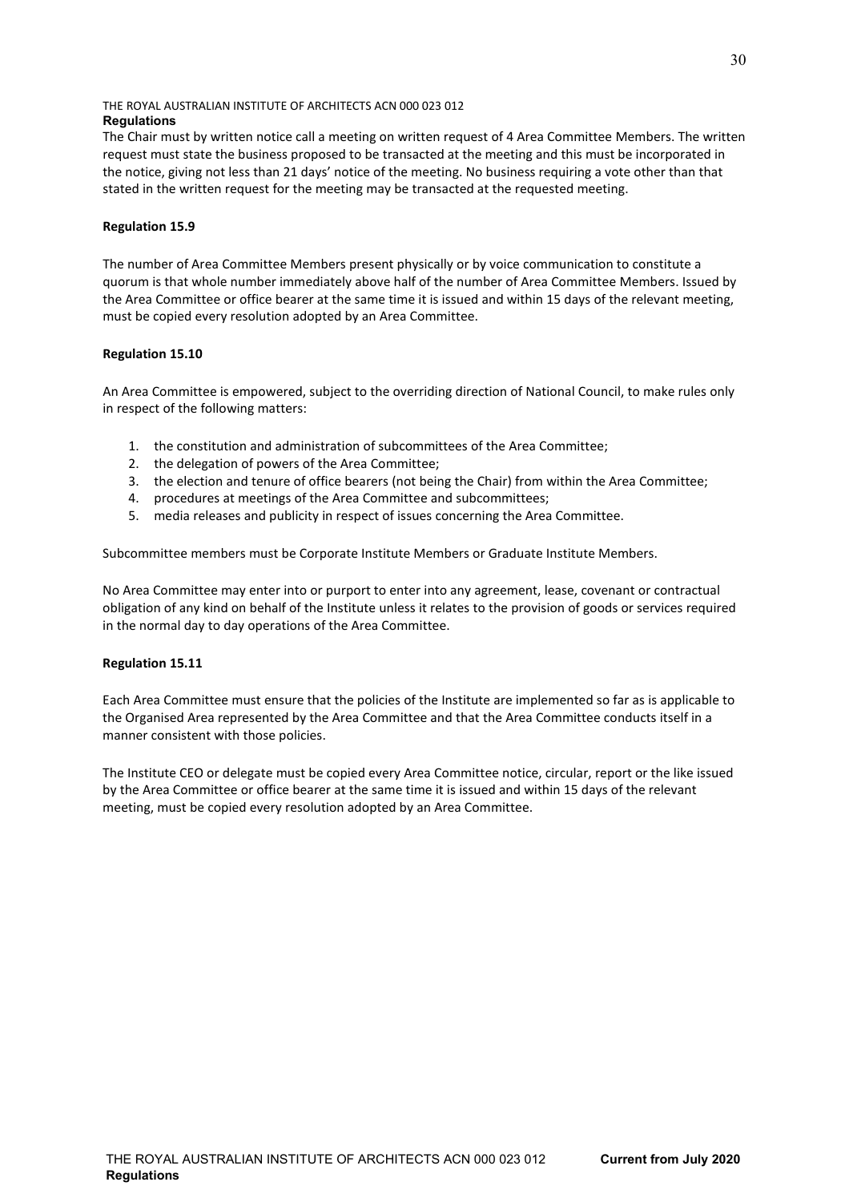The Chair must by written notice call a meeting on written request of 4 Area Committee Members. The written request must state the business proposed to be transacted at the meeting and this must be incorporated in the notice, giving not less than 21 days' notice of the meeting. No business requiring a vote other than that stated in the written request for the meeting may be transacted at the requested meeting.

**Regulation 15.9**

The number of Area Committee Members present physically or by voice communication to constitute a quorum is that whole number immediately above half of the number of Area Committee Members. Issued by the Area Committee or office bearer at the same time it is issued and within 15 days of the relevant meeting, must be copied every resolution adopted by an Area Committee.

**Regulation 15.10**

An Area Committee is empowered, subject to the overriding direction of National Council, to make rules only in respect of the following matters:

1. the constitution and administration of subcommittees of the Area Committee;
2. the delegation of powers of the Area Committee;
3. the election and tenure of office bearers (not being the Chair) from within the Area Committee;
4. procedures at meetings of the Area Committee and subcommittees;
5. media releases and publicity in respect of issues concerning the Area Committee.

Subcommittee members must be Corporate Institute Members or Graduate Institute Members.

No Area Committee may enter into or purport to enter into any agreement, lease, covenant or contractual obligation of any kind on behalf of the Institute unless it relates to the provision of goods or services required in the normal day to day operations of the Area Committee.

**Regulation 15.11**

Each Area Committee must ensure that the policies of the Institute are implemented so far as is applicable to the Organised Area represented by the Area Committee and that the Area Committee conducts itself in a manner consistent with those policies.

The Institute CEO or delegate must be copied every Area Committee notice, circular, report or the like issued by the Area Committee or office bearer at the same time it is issued and within 15 days of the relevant meeting, must be copied every resolution adopted by an Area Committee.